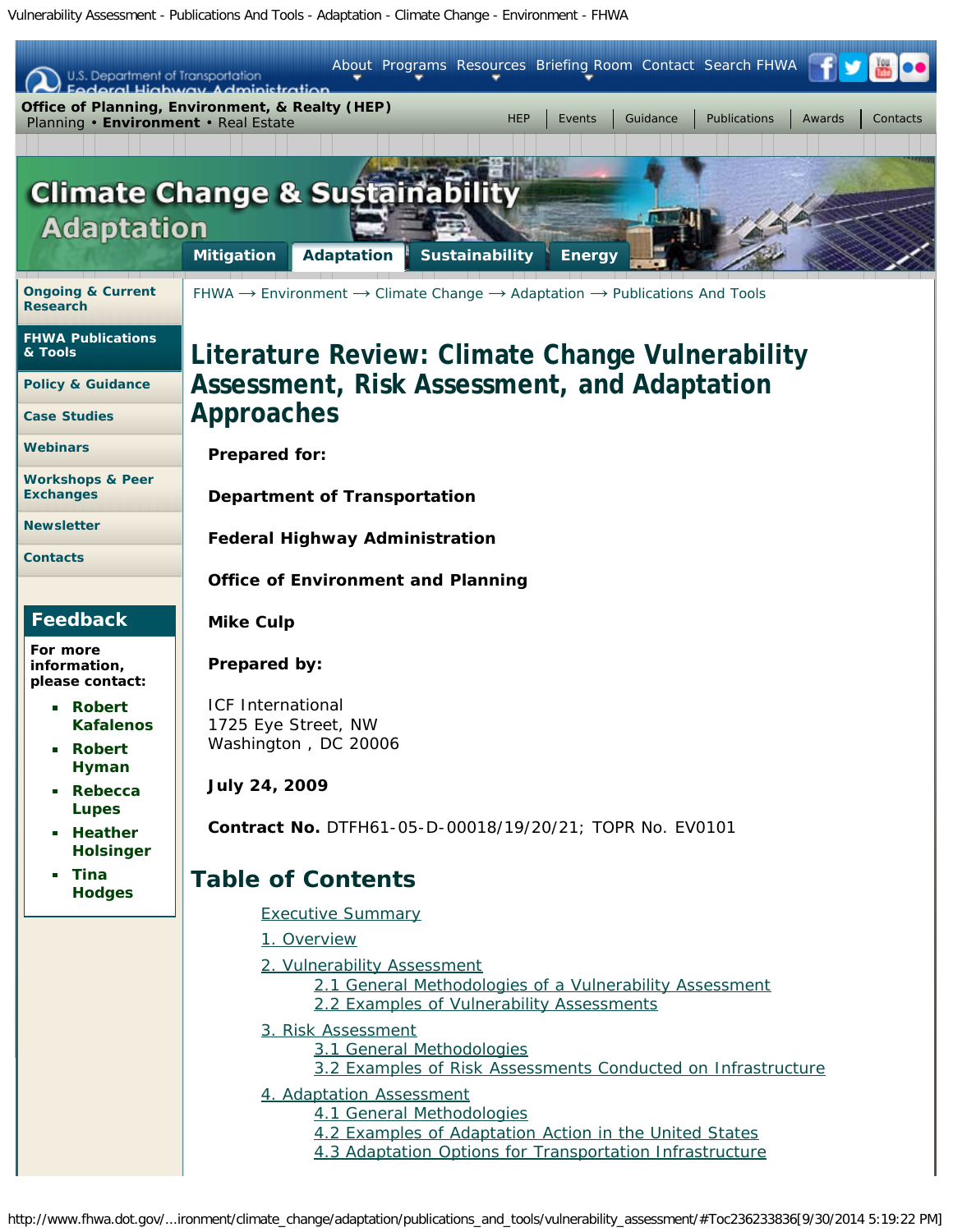# Literature Review: Climate Change Vulnerability Assessment, Risk Assessment, and Adaptation Approaches

**Prepared for:**

**Department of Transportation**

**Federal Highway Administration**

**Office of Environment and Planning**

**Mike Culp**

**Prepared by:**

ICF International
1725 Eye Street, NW
Washington , DC 20006

**July 24, 2009**

**Contract No.** DTFH61-05-D-00018/19/20/21; TOPR No. EV0101

## Table of Contents

- Executive Summary
- 1. Overview
- 2. Vulnerability Assessment
  - 2.1 General Methodologies of a Vulnerability Assessment
  - 2.2 Examples of Vulnerability Assessments
- 3. Risk Assessment
  - 3.1 General Methodologies
  - 3.2 Examples of Risk Assessments Conducted on Infrastructure
- 4. Adaptation Assessment
  - 4.1 General Methodologies
  - 4.2 Examples of Adaptation Action in the United States
  - 4.3 Adaptation Options for Transportation Infrastructure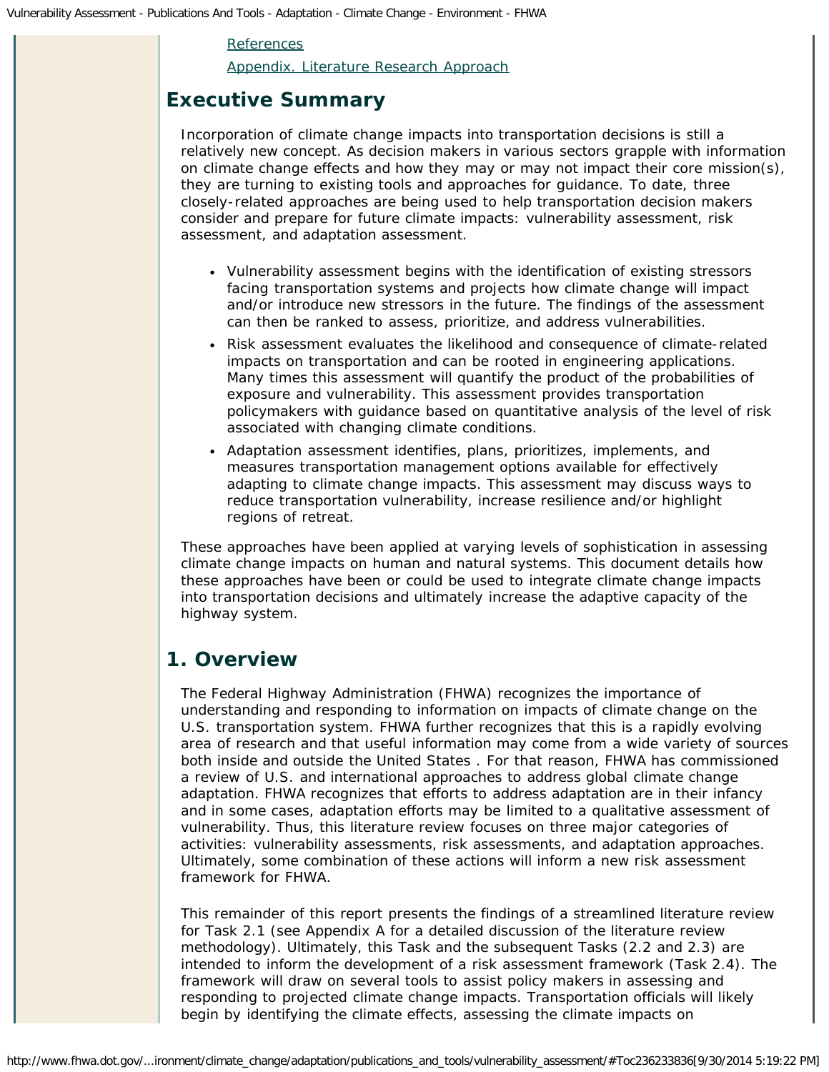[References](#)

[Appendix. Literature Research Approach](#)

## Executive Summary

Incorporation of climate change impacts into transportation decisions is still a relatively new concept. As decision makers in various sectors grapple with information on climate change effects and how they may or may not impact their core mission(s), they are turning to existing tools and approaches for guidance. To date, three closely-related approaches are being used to help transportation decision makers consider and prepare for future climate impacts: vulnerability assessment, risk assessment, and adaptation assessment.

- Vulnerability assessment begins with the identification of existing stressors facing transportation systems and projects how climate change will impact and/or introduce new stressors in the future. The findings of the assessment can then be ranked to assess, prioritize, and address vulnerabilities.
- Risk assessment evaluates the likelihood and consequence of climate-related impacts on transportation and can be rooted in engineering applications. Many times this assessment will quantify the product of the probabilities of exposure and vulnerability. This assessment provides transportation policymakers with guidance based on quantitative analysis of the level of risk associated with changing climate conditions.
- Adaptation assessment identifies, plans, prioritizes, implements, and measures transportation management options available for effectively adapting to climate change impacts. This assessment may discuss ways to reduce transportation vulnerability, increase resilience and/or highlight regions of retreat.

These approaches have been applied at varying levels of sophistication in assessing climate change impacts on human and natural systems. This document details how these approaches have been or could be used to integrate climate change impacts into transportation decisions and ultimately increase the adaptive capacity of the highway system.

## 1. Overview

The Federal Highway Administration (FHWA) recognizes the importance of understanding and responding to information on impacts of climate change on the U.S. transportation system. FHWA further recognizes that this is a rapidly evolving area of research and that useful information may come from a wide variety of sources both inside and outside the United States . For that reason, FHWA has commissioned a review of U.S. and international approaches to address global climate change adaptation. FHWA recognizes that efforts to address adaptation are in their infancy and in some cases, adaptation efforts may be limited to a qualitative assessment of vulnerability. Thus, this literature review focuses on three major categories of activities: vulnerability assessments, risk assessments, and adaptation approaches. Ultimately, some combination of these actions will inform a new risk assessment framework for FHWA.

This remainder of this report presents the findings of a streamlined literature review for Task 2.1 (see Appendix A for a detailed discussion of the literature review methodology). Ultimately, this Task and the subsequent Tasks (2.2 and 2.3) are intended to inform the development of a risk assessment framework (Task 2.4). The framework will draw on several tools to assist policy makers in assessing and responding to projected climate change impacts. Transportation officials will likely begin by identifying the climate effects, assessing the climate impacts on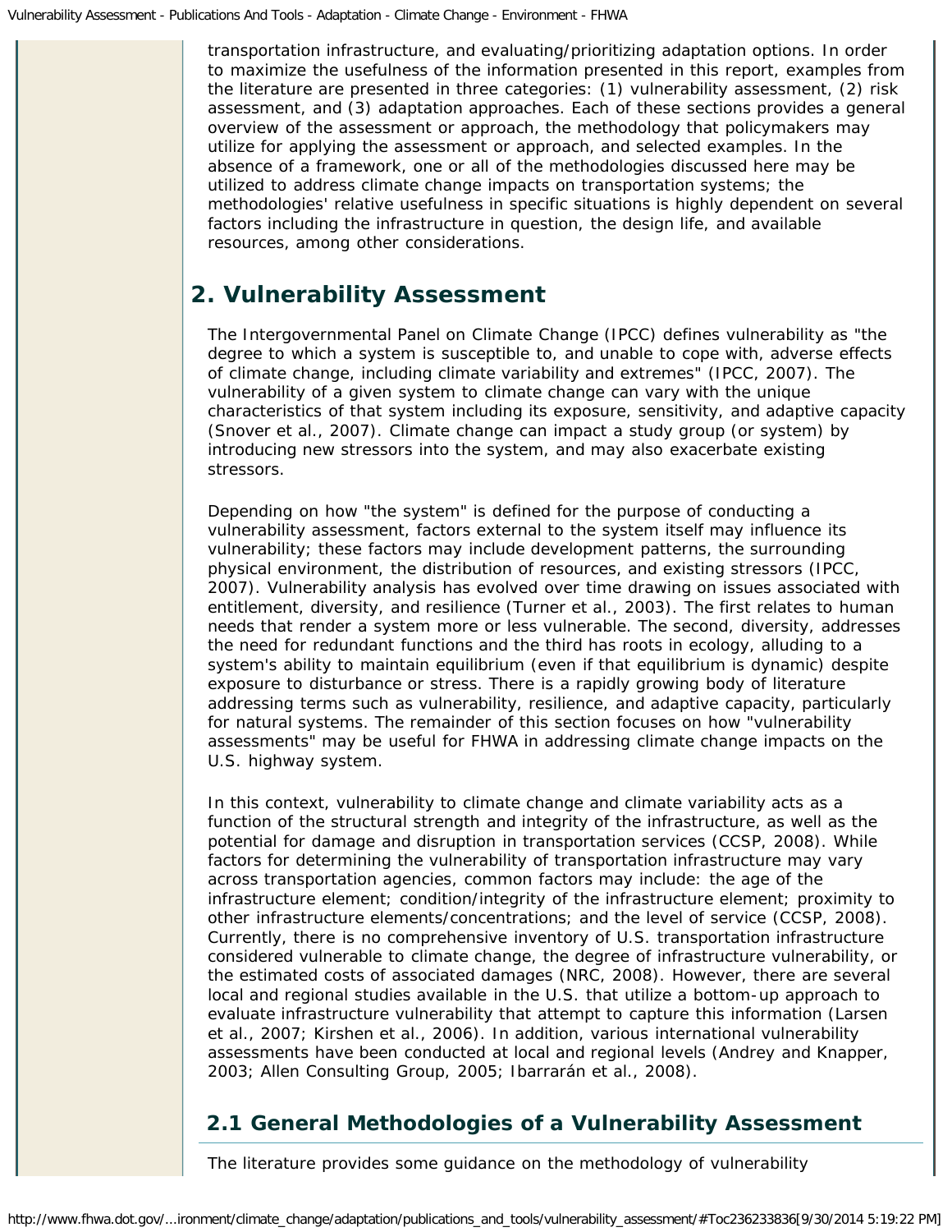transportation infrastructure, and evaluating/prioritizing adaptation options. In order to maximize the usefulness of the information presented in this report, examples from the literature are presented in three categories: (1) vulnerability assessment, (2) risk assessment, and (3) adaptation approaches. Each of these sections provides a general overview of the assessment or approach, the methodology that policymakers may utilize for applying the assessment or approach, and selected examples. In the absence of a framework, one or all of the methodologies discussed here may be utilized to address climate change impacts on transportation systems; the methodologies' relative usefulness in specific situations is highly dependent on several factors including the infrastructure in question, the design life, and available resources, among other considerations.

## 2. Vulnerability Assessment

The Intergovernmental Panel on Climate Change (IPCC) defines vulnerability as "the degree to which a system is susceptible to, and unable to cope with, adverse effects of climate change, including climate variability and extremes" (IPCC, 2007). The vulnerability of a given system to climate change can vary with the unique characteristics of that system including its exposure, sensitivity, and adaptive capacity (Snover et al., 2007). Climate change can impact a study group (or system) by introducing new stressors into the system, and may also exacerbate existing stressors.

Depending on how "the system" is defined for the purpose of conducting a vulnerability assessment, factors external to the system itself may influence its vulnerability; these factors may include development patterns, the surrounding physical environment, the distribution of resources, and existing stressors (IPCC, 2007). Vulnerability analysis has evolved over time drawing on issues associated with entitlement, diversity, and resilience (Turner et al., 2003). The first relates to human needs that render a system more or less vulnerable. The second, diversity, addresses the need for redundant functions and the third has roots in ecology, alluding to a system's ability to maintain equilibrium (even if that equilibrium is dynamic) despite exposure to disturbance or stress. There is a rapidly growing body of literature addressing terms such as vulnerability, resilience, and adaptive capacity, particularly for natural systems. The remainder of this section focuses on how "vulnerability assessments" may be useful for FHWA in addressing climate change impacts on the U.S. highway system.

In this context, vulnerability to climate change and climate variability acts as a function of the structural strength and integrity of the infrastructure, as well as the potential for damage and disruption in transportation services (CCSP, 2008). While factors for determining the vulnerability of transportation infrastructure may vary across transportation agencies, common factors may include: the age of the infrastructure element; condition/integrity of the infrastructure element; proximity to other infrastructure elements/concentrations; and the level of service (CCSP, 2008). Currently, there is no comprehensive inventory of U.S. transportation infrastructure considered vulnerable to climate change, the degree of infrastructure vulnerability, or the estimated costs of associated damages (NRC, 2008). However, there are several local and regional studies available in the U.S. that utilize a bottom-up approach to evaluate infrastructure vulnerability that attempt to capture this information (Larsen et al., 2007; Kirshen et al., 2006). In addition, various international vulnerability assessments have been conducted at local and regional levels (Andrey and Knapper, 2003; Allen Consulting Group, 2005; Ibarrarán et al., 2008).

### 2.1 General Methodologies of a Vulnerability Assessment

The literature provides some guidance on the methodology of vulnerability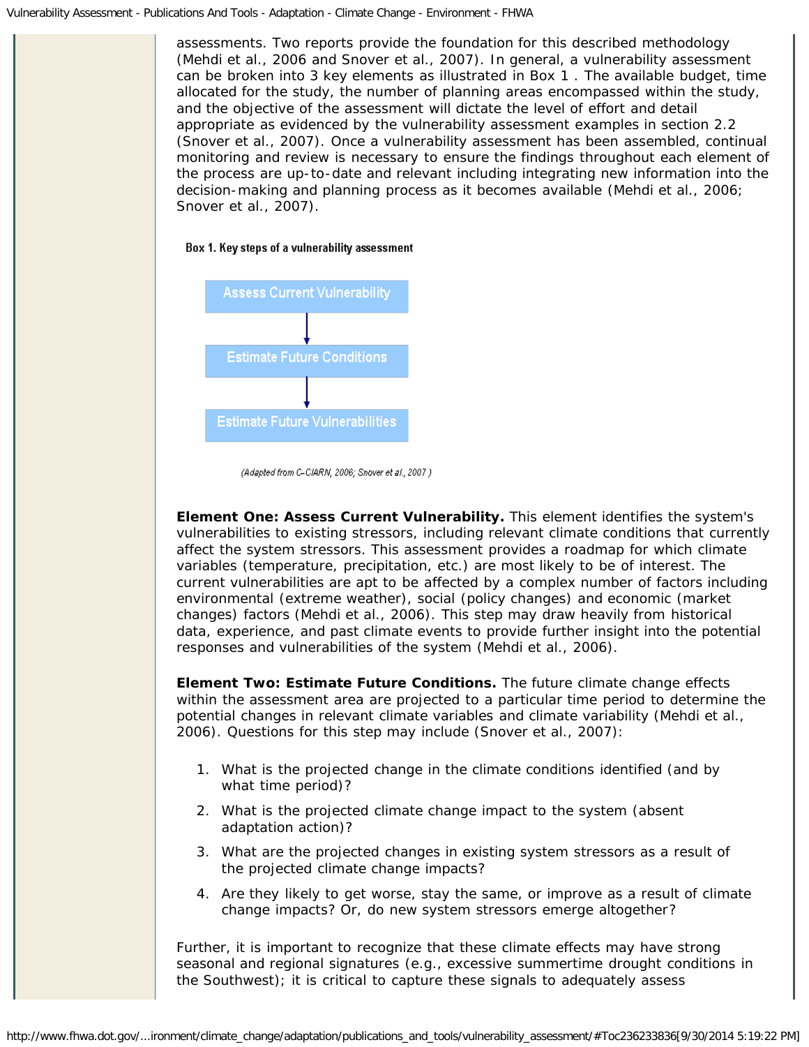assessments. Two reports provide the foundation for this described methodology (Mehdi et al., 2006 and Snover et al., 2007). In general, a vulnerability assessment can be broken into 3 key elements as illustrated in Box 1 . The available budget, time allocated for the study, the number of planning areas encompassed within the study, and the objective of the assessment will dictate the level of effort and detail appropriate as evidenced by the vulnerability assessment examples in section 2.2 (Snover et al., 2007). Once a vulnerability assessment has been assembled, continual monitoring and review is necessary to ensure the findings throughout each element of the process are up-to-date and relevant including integrating new information into the decision-making and planning process as it becomes available (Mehdi et al., 2006; Snover et al., 2007).

**Box 1. Key steps of a vulnerability assessment**

Assess Current Vulnerability → Estimate Future Conditions → Estimate Future Vulnerabilities

*(Adapted from C-CIARN, 2006; Snover et al., 2007 )*

**Element One: Assess Current Vulnerability.** This element identifies the system's vulnerabilities to existing stressors, including relevant climate conditions that currently affect the system stressors. This assessment provides a roadmap for which climate variables (temperature, precipitation, etc.) are most likely to be of interest. The current vulnerabilities are apt to be affected by a complex number of factors including environmental (extreme weather), social (policy changes) and economic (market changes) factors (Mehdi et al., 2006). This step may draw heavily from historical data, experience, and past climate events to provide further insight into the potential responses and vulnerabilities of the system (Mehdi et al., 2006).

**Element Two: Estimate Future Conditions.** The future climate change effects within the assessment area are projected to a particular time period to determine the potential changes in relevant climate variables and climate variability (Mehdi et al., 2006). Questions for this step may include (Snover et al., 2007):

1. What is the projected change in the climate conditions identified (and by what time period)?
2. What is the projected climate change impact to the system (absent adaptation action)?
3. What are the projected changes in existing system stressors as a result of the projected climate change impacts?
4. Are they likely to get worse, stay the same, or improve as a result of climate change impacts? Or, do new system stressors emerge altogether?

Further, it is important to recognize that these climate effects may have strong seasonal and regional signatures (e.g., excessive summertime drought conditions in the Southwest); it is critical to capture these signals to adequately assess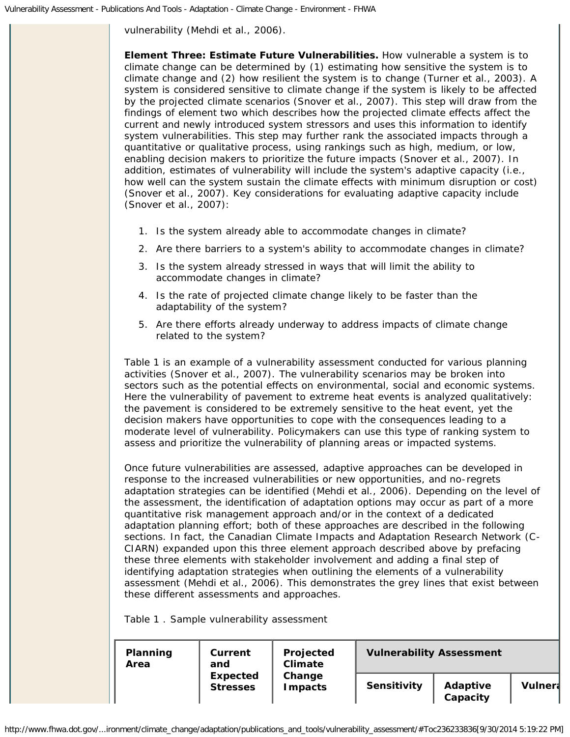vulnerability (Mehdi et al., 2006).

**Element Three: Estimate Future Vulnerabilities.** How vulnerable a system is to climate change can be determined by (1) estimating how sensitive the system is to climate change and (2) how resilient the system is to change (Turner et al., 2003). A system is considered sensitive to climate change if the system is likely to be affected by the projected climate scenarios (Snover et al., 2007). This step will draw from the findings of element two which describes how the projected climate effects affect the current and newly introduced system stressors and uses this information to identify system vulnerabilities. This step may further rank the associated impacts through a quantitative or qualitative process, using rankings such as high, medium, or low, enabling decision makers to prioritize the future impacts (Snover et al., 2007). In addition, estimates of vulnerability will include the system's adaptive capacity (i.e., how well can the system sustain the climate effects with minimum disruption or cost) (Snover et al., 2007). Key considerations for evaluating adaptive capacity include (Snover et al., 2007):

1. Is the system already able to accommodate changes in climate?
2. Are there barriers to a system's ability to accommodate changes in climate?
3. Is the system already stressed in ways that will limit the ability to accommodate changes in climate?
4. Is the rate of projected climate change likely to be faster than the adaptability of the system?
5. Are there efforts already underway to address impacts of climate change related to the system?

Table 1 is an example of a vulnerability assessment conducted for various planning activities (Snover et al., 2007). The vulnerability scenarios may be broken into sectors such as the potential effects on environmental, social and economic systems. Here the vulnerability of pavement to extreme heat events is analyzed qualitatively: the pavement is considered to be extremely sensitive to the heat event, yet the decision makers have opportunities to cope with the consequences leading to a moderate level of vulnerability. Policymakers can use this type of ranking system to assess and prioritize the vulnerability of planning areas or impacted systems.

Once future vulnerabilities are assessed, adaptive approaches can be developed in response to the increased vulnerabilities or new opportunities, and no-regrets adaptation strategies can be identified (Mehdi et al., 2006). Depending on the level of the assessment, the identification of adaptation options may occur as part of a more quantitative risk management approach and/or in the context of a dedicated adaptation planning effort; both of these approaches are described in the following sections. In fact, the Canadian Climate Impacts and Adaptation Research Network (C-CIARN) expanded upon this three element approach described above by prefacing these three elements with stakeholder involvement and adding a final step of identifying adaptation strategies when outlining the elements of a vulnerability assessment (Mehdi et al., 2006). This demonstrates the grey lines that exist between these different assessments and approaches.

Table 1 . Sample vulnerability assessment

| Planning Area | Current and Expected Stresses | Projected Climate Change Impacts | Vulnerability Assessment | | |
|---|---|---|---|---|---|
| | | | Sensitivity | Adaptive Capacity | Vulnera |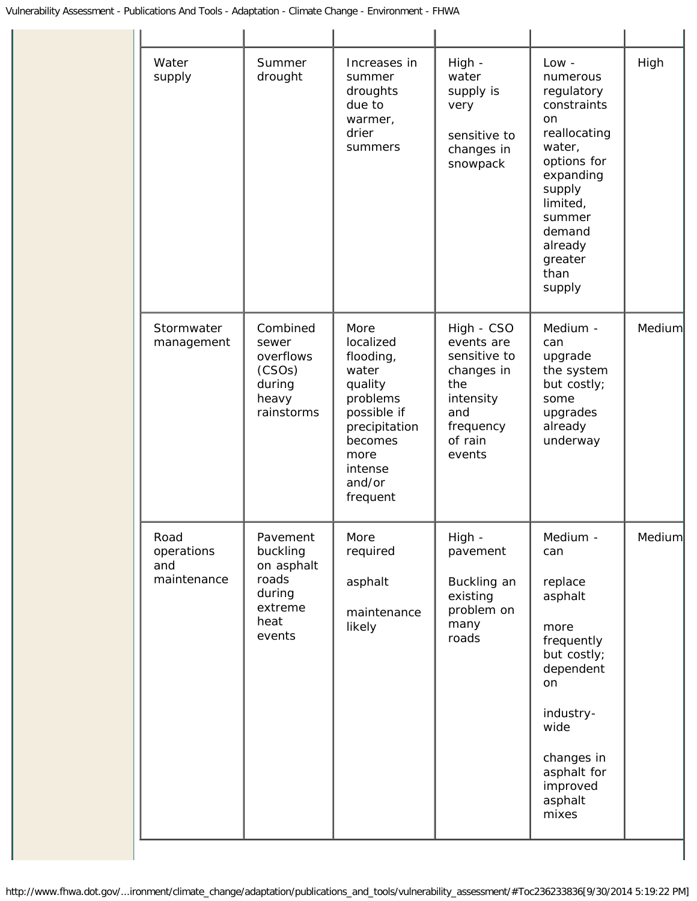| | | | | | |
|---|---|---|---|---|---|
| Water supply | Summer drought | Increases in summer droughts due to warmer, drier summers | High - water supply is very sensitive to changes in snowpack | Low - numerous regulatory constraints on reallocating water, options for expanding supply limited, summer demand already greater than supply | High |
| Stormwater management | Combined sewer overflows (CSOs) during heavy rainstorms | More localized flooding, water quality problems possible if precipitation becomes more intense and/or frequent | High - CSO events are sensitive to changes in the intensity and frequency of rain events | Medium - can upgrade the system but costly; some upgrades already underway | Medium |
| Road operations and maintenance | Pavement buckling on asphalt roads during extreme heat events | More required asphalt maintenance likely | High - pavement Buckling an existing problem on many roads | Medium - can replace asphalt more frequently but costly; dependent on industry-wide changes in asphalt for improved asphalt mixes | Medium |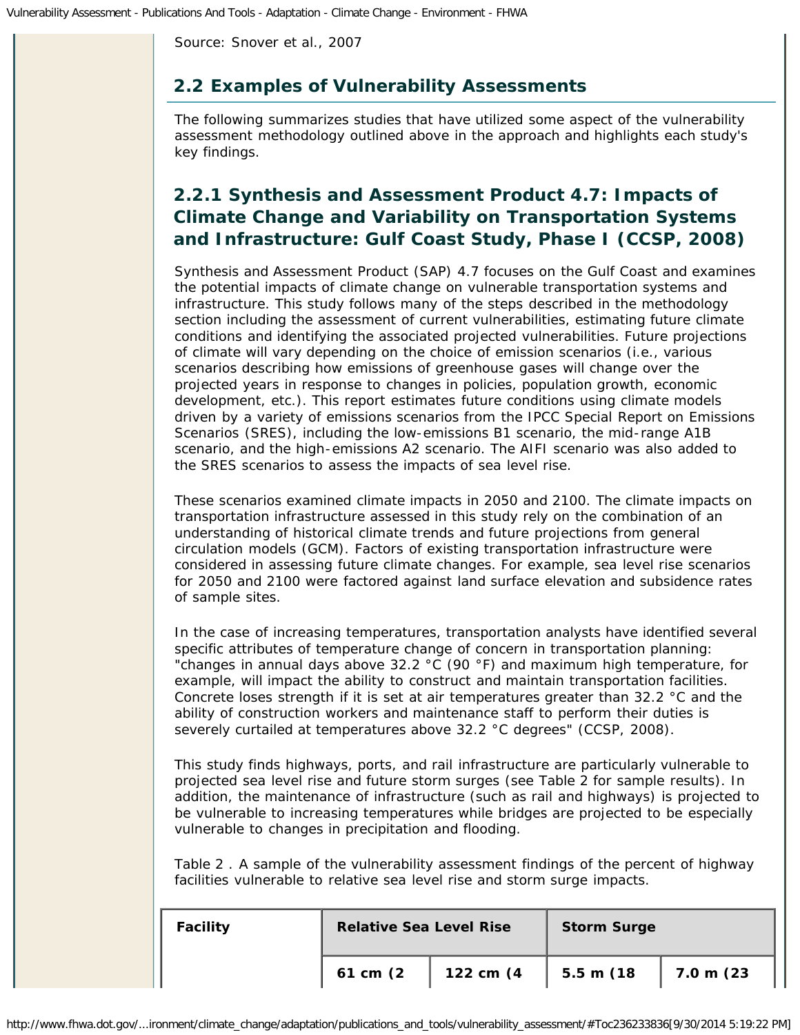Source: Snover et al., 2007

## 2.2 Examples of Vulnerability Assessments

The following summarizes studies that have utilized some aspect of the vulnerability assessment methodology outlined above in the approach and highlights each study's key findings.

### 2.2.1 Synthesis and Assessment Product 4.7: Impacts of Climate Change and Variability on Transportation Systems and Infrastructure: Gulf Coast Study, Phase I (CCSP, 2008)

Synthesis and Assessment Product (SAP) 4.7 focuses on the Gulf Coast and examines the potential impacts of climate change on vulnerable transportation systems and infrastructure. This study follows many of the steps described in the methodology section including the assessment of current vulnerabilities, estimating future climate conditions and identifying the associated projected vulnerabilities. Future projections of climate will vary depending on the choice of emission scenarios (i.e., various scenarios describing how emissions of greenhouse gases will change over the projected years in response to changes in policies, population growth, economic development, etc.). This report estimates future conditions using climate models driven by a variety of emissions scenarios from the IPCC Special Report on Emissions Scenarios (SRES), including the low-emissions B1 scenario, the mid-range A1B scenario, and the high-emissions A2 scenario. The AIFI scenario was also added to the SRES scenarios to assess the impacts of sea level rise.

These scenarios examined climate impacts in 2050 and 2100. The climate impacts on transportation infrastructure assessed in this study rely on the combination of an understanding of historical climate trends and future projections from general circulation models (GCM). Factors of existing transportation infrastructure were considered in assessing future climate changes. For example, sea level rise scenarios for 2050 and 2100 were factored against land surface elevation and subsidence rates of sample sites.

In the case of increasing temperatures, transportation analysts have identified several specific attributes of temperature change of concern in transportation planning: "changes in annual days above 32.2 °C (90 °F) and maximum high temperature, for example, will impact the ability to construct and maintain transportation facilities. Concrete loses strength if it is set at air temperatures greater than 32.2 °C and the ability of construction workers and maintenance staff to perform their duties is severely curtailed at temperatures above 32.2 °C degrees" (CCSP, 2008).

This study finds highways, ports, and rail infrastructure are particularly vulnerable to projected sea level rise and future storm surges (see Table 2 for sample results). In addition, the maintenance of infrastructure (such as rail and highways) is projected to be vulnerable to increasing temperatures while bridges are projected to be especially vulnerable to changes in precipitation and flooding.

Table 2 . A sample of the vulnerability assessment findings of the percent of highway facilities vulnerable to relative sea level rise and storm surge impacts.

| Facility | Relative Sea Level Rise | | Storm Surge | |
|---|---|---|---|---|
| | 61 cm (2 | 122 cm (4 | 5.5 m (18 | 7.0 m (23 |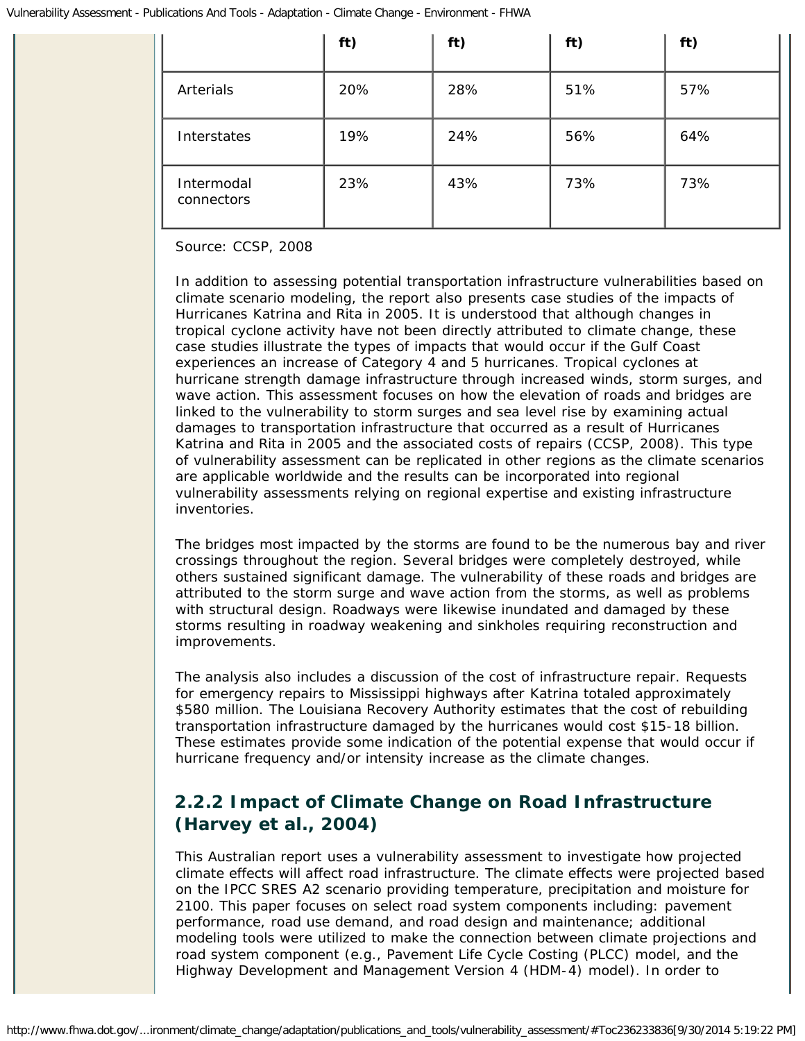| | ft) | ft) | ft) | ft) |
|---|---|---|---|---|
| Arterials | 20% | 28% | 51% | 57% |
| Interstates | 19% | 24% | 56% | 64% |
| Intermodal connectors | 23% | 43% | 73% | 73% |

Source: CCSP, 2008

In addition to assessing potential transportation infrastructure vulnerabilities based on climate scenario modeling, the report also presents case studies of the impacts of Hurricanes Katrina and Rita in 2005. It is understood that although changes in tropical cyclone activity have not been directly attributed to climate change, these case studies illustrate the types of impacts that would occur if the Gulf Coast experiences an increase of Category 4 and 5 hurricanes. Tropical cyclones at hurricane strength damage infrastructure through increased winds, storm surges, and wave action. This assessment focuses on how the elevation of roads and bridges are linked to the vulnerability to storm surges and sea level rise by examining actual damages to transportation infrastructure that occurred as a result of Hurricanes Katrina and Rita in 2005 and the associated costs of repairs (CCSP, 2008). This type of vulnerability assessment can be replicated in other regions as the climate scenarios are applicable worldwide and the results can be incorporated into regional vulnerability assessments relying on regional expertise and existing infrastructure inventories.

The bridges most impacted by the storms are found to be the numerous bay and river crossings throughout the region. Several bridges were completely destroyed, while others sustained significant damage. The vulnerability of these roads and bridges are attributed to the storm surge and wave action from the storms, as well as problems with structural design. Roadways were likewise inundated and damaged by these storms resulting in roadway weakening and sinkholes requiring reconstruction and improvements.

The analysis also includes a discussion of the cost of infrastructure repair. Requests for emergency repairs to Mississippi highways after Katrina totaled approximately $580 million. The Louisiana Recovery Authority estimates that the cost of rebuilding transportation infrastructure damaged by the hurricanes would cost $15-18 billion. These estimates provide some indication of the potential expense that would occur if hurricane frequency and/or intensity increase as the climate changes.

### 2.2.2 Impact of Climate Change on Road Infrastructure (Harvey et al., 2004)

This Australian report uses a vulnerability assessment to investigate how projected climate effects will affect road infrastructure. The climate effects were projected based on the IPCC SRES A2 scenario providing temperature, precipitation and moisture for 2100. This paper focuses on select road system components including: pavement performance, road use demand, and road design and maintenance; additional modeling tools were utilized to make the connection between climate projections and road system component (e.g., Pavement Life Cycle Costing (PLCC) model, and the Highway Development and Management Version 4 (HDM-4) model). In order to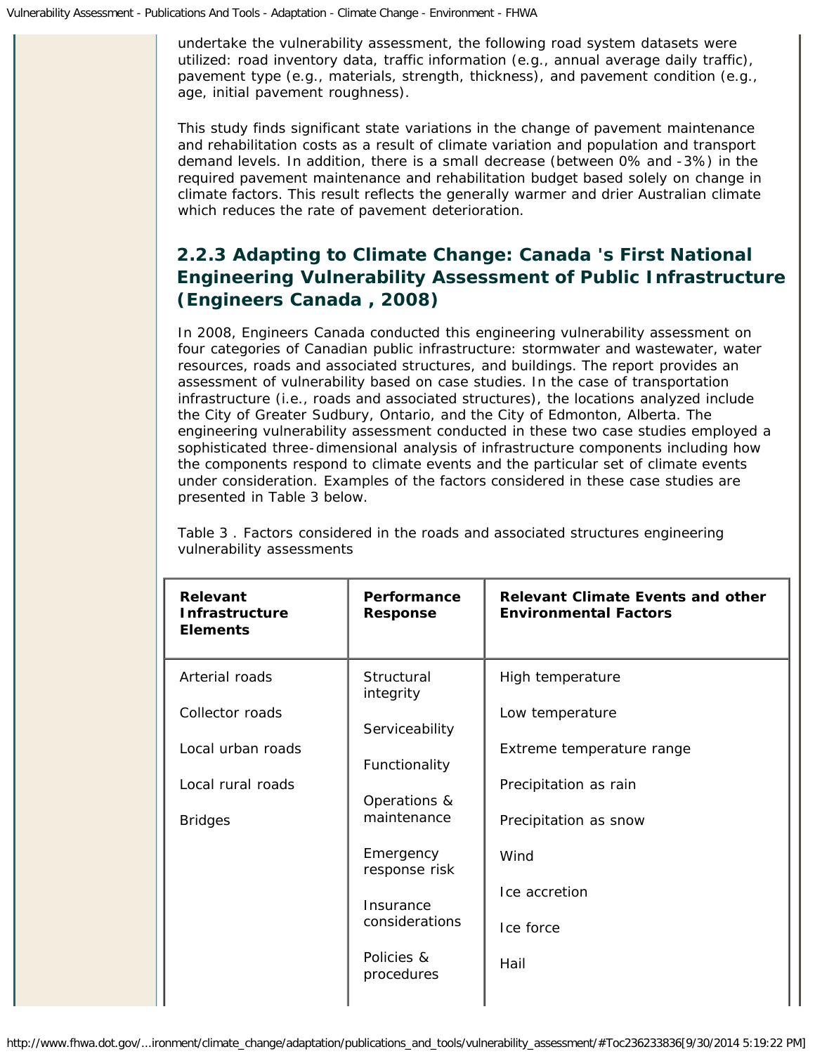undertake the vulnerability assessment, the following road system datasets were utilized: road inventory data, traffic information (e.g., annual average daily traffic), pavement type (e.g., materials, strength, thickness), and pavement condition (e.g., age, initial pavement roughness).

This study finds significant state variations in the change of pavement maintenance and rehabilitation costs as a result of climate variation and population and transport demand levels. In addition, there is a small decrease (between 0% and -3%) in the required pavement maintenance and rehabilitation budget based solely on change in climate factors. This result reflects the generally warmer and drier Australian climate which reduces the rate of pavement deterioration.

### 2.2.3 Adapting to Climate Change: Canada 's First National Engineering Vulnerability Assessment of Public Infrastructure (Engineers Canada , 2008)

In 2008, Engineers Canada conducted this engineering vulnerability assessment on four categories of Canadian public infrastructure: stormwater and wastewater, water resources, roads and associated structures, and buildings. The report provides an assessment of vulnerability based on case studies. In the case of transportation infrastructure (i.e., roads and associated structures), the locations analyzed include the City of Greater Sudbury, Ontario, and the City of Edmonton, Alberta. The engineering vulnerability assessment conducted in these two case studies employed a sophisticated three-dimensional analysis of infrastructure components including how the components respond to climate events and the particular set of climate events under consideration. Examples of the factors considered in these case studies are presented in Table 3 below.

Table 3 . Factors considered in the roads and associated structures engineering vulnerability assessments

| Relevant Infrastructure Elements | Performance Response | Relevant Climate Events and other Environmental Factors |
|---|---|---|
| Arterial roads<br>Collector roads<br>Local urban roads<br>Local rural roads<br>Bridges | Structural integrity<br>Serviceability<br>Functionality<br>Operations & maintenance<br>Emergency response risk<br>Insurance considerations<br>Policies & procedures | High temperature<br>Low temperature<br>Extreme temperature range<br>Precipitation as rain<br>Precipitation as snow<br>Wind<br>Ice accretion<br>Ice force<br>Hail |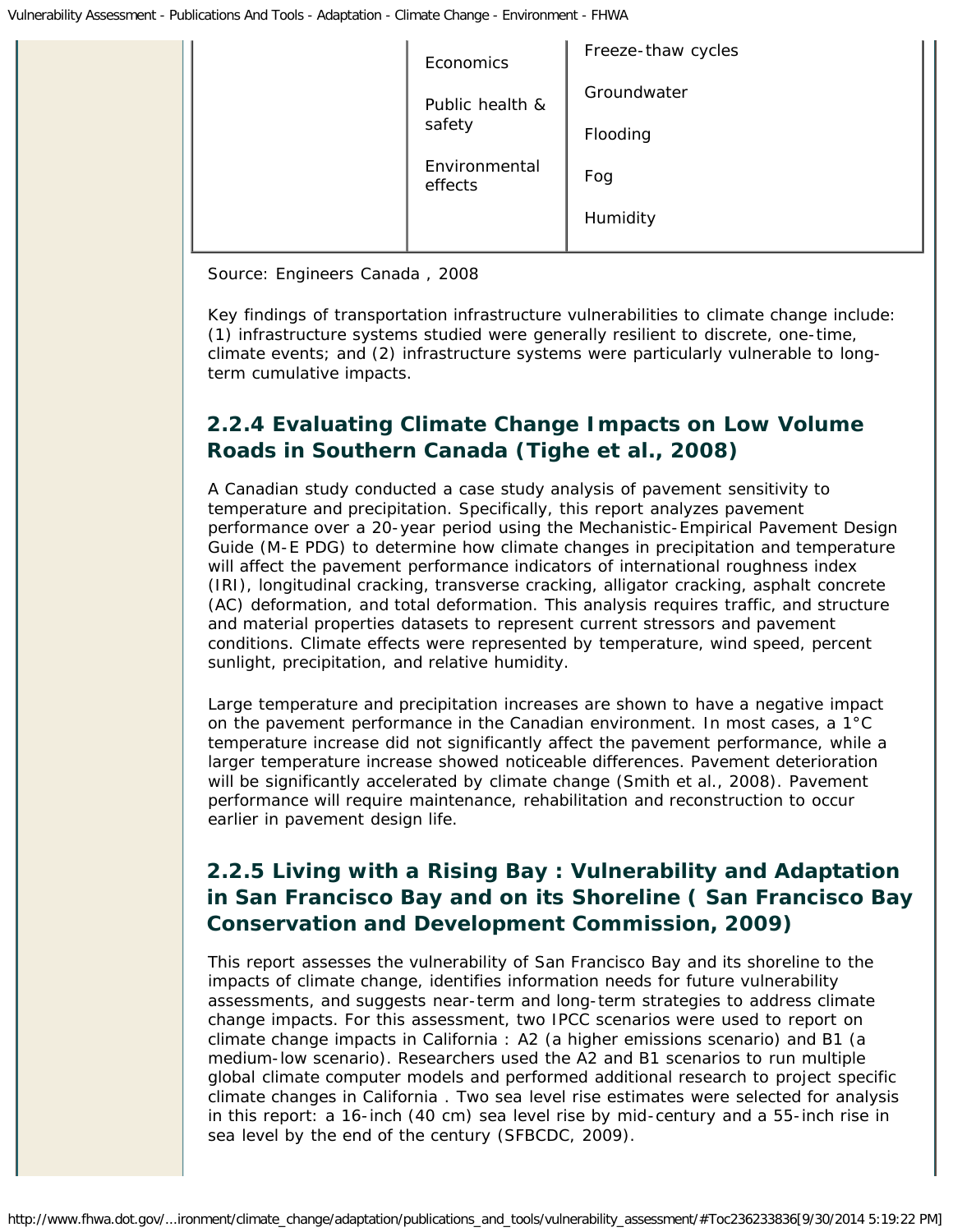| | | |
|---|---|---|
| | Economics<br><br>Public health & safety<br><br>Environmental effects | Freeze-thaw cycles<br><br>Groundwater<br><br>Flooding<br><br>Fog<br><br>Humidity |

Source: Engineers Canada , 2008

Key findings of transportation infrastructure vulnerabilities to climate change include: (1) infrastructure systems studied were generally resilient to discrete, one-time, climate events; and (2) infrastructure systems were particularly vulnerable to long-term cumulative impacts.

### 2.2.4 Evaluating Climate Change Impacts on Low Volume Roads in Southern Canada (Tighe et al., 2008)

A Canadian study conducted a case study analysis of pavement sensitivity to temperature and precipitation. Specifically, this report analyzes pavement performance over a 20-year period using the Mechanistic-Empirical Pavement Design Guide (M-E PDG) to determine how climate changes in precipitation and temperature will affect the pavement performance indicators of international roughness index (IRI), longitudinal cracking, transverse cracking, alligator cracking, asphalt concrete (AC) deformation, and total deformation. This analysis requires traffic, and structure and material properties datasets to represent current stressors and pavement conditions. Climate effects were represented by temperature, wind speed, percent sunlight, precipitation, and relative humidity.

Large temperature and precipitation increases are shown to have a negative impact on the pavement performance in the Canadian environment. In most cases, a 1°C temperature increase did not significantly affect the pavement performance, while a larger temperature increase showed noticeable differences. Pavement deterioration will be significantly accelerated by climate change (Smith et al., 2008). Pavement performance will require maintenance, rehabilitation and reconstruction to occur earlier in pavement design life.

### 2.2.5 Living with a Rising Bay : Vulnerability and Adaptation in San Francisco Bay and on its Shoreline ( San Francisco Bay Conservation and Development Commission, 2009)

This report assesses the vulnerability of San Francisco Bay and its shoreline to the impacts of climate change, identifies information needs for future vulnerability assessments, and suggests near-term and long-term strategies to address climate change impacts. For this assessment, two IPCC scenarios were used to report on climate change impacts in California : A2 (a higher emissions scenario) and B1 (a medium-low scenario). Researchers used the A2 and B1 scenarios to run multiple global climate computer models and performed additional research to project specific climate changes in California . Two sea level rise estimates were selected for analysis in this report: a 16-inch (40 cm) sea level rise by mid-century and a 55-inch rise in sea level by the end of the century (SFBCDC, 2009).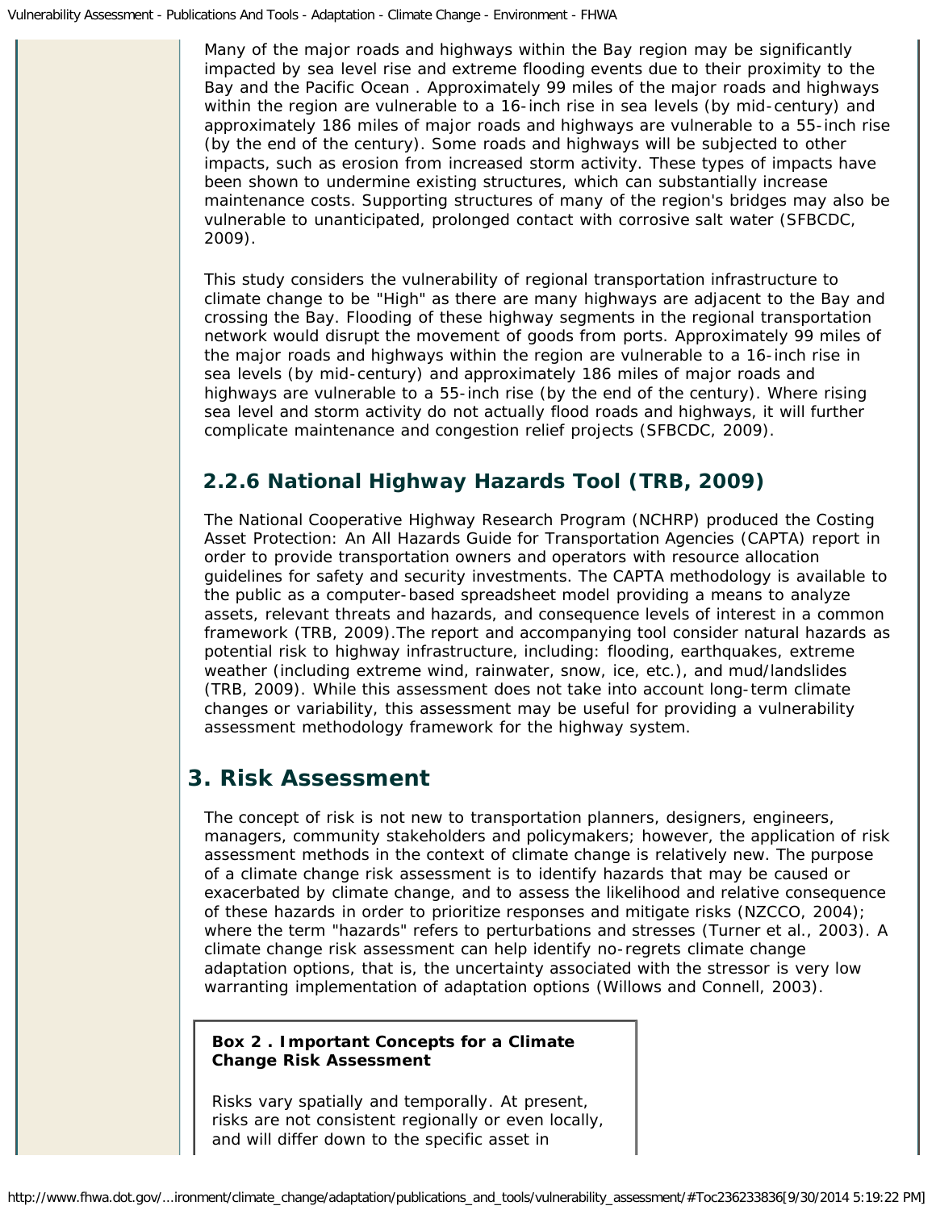Many of the major roads and highways within the Bay region may be significantly impacted by sea level rise and extreme flooding events due to their proximity to the Bay and the Pacific Ocean . Approximately 99 miles of the major roads and highways within the region are vulnerable to a 16-inch rise in sea levels (by mid-century) and approximately 186 miles of major roads and highways are vulnerable to a 55-inch rise (by the end of the century). Some roads and highways will be subjected to other impacts, such as erosion from increased storm activity. These types of impacts have been shown to undermine existing structures, which can substantially increase maintenance costs. Supporting structures of many of the region's bridges may also be vulnerable to unanticipated, prolonged contact with corrosive salt water (SFBCDC, 2009).

This study considers the vulnerability of regional transportation infrastructure to climate change to be "High" as there are many highways are adjacent to the Bay and crossing the Bay. Flooding of these highway segments in the regional transportation network would disrupt the movement of goods from ports. Approximately 99 miles of the major roads and highways within the region are vulnerable to a 16-inch rise in sea levels (by mid-century) and approximately 186 miles of major roads and highways are vulnerable to a 55-inch rise (by the end of the century). Where rising sea level and storm activity do not actually flood roads and highways, it will further complicate maintenance and congestion relief projects (SFBCDC, 2009).

### 2.2.6 National Highway Hazards Tool (TRB, 2009)

The National Cooperative Highway Research Program (NCHRP) produced the Costing Asset Protection: An All Hazards Guide for Transportation Agencies (CAPTA) report in order to provide transportation owners and operators with resource allocation guidelines for safety and security investments. The CAPTA methodology is available to the public as a computer-based spreadsheet model providing a means to analyze assets, relevant threats and hazards, and consequence levels of interest in a common framework (TRB, 2009).The report and accompanying tool consider natural hazards as potential risk to highway infrastructure, including: flooding, earthquakes, extreme weather (including extreme wind, rainwater, snow, ice, etc.), and mud/landslides (TRB, 2009). While this assessment does not take into account long-term climate changes or variability, this assessment may be useful for providing a vulnerability assessment methodology framework for the highway system.

## 3. Risk Assessment

The concept of risk is not new to transportation planners, designers, engineers, managers, community stakeholders and policymakers; however, the application of risk assessment methods in the context of climate change is relatively new. The purpose of a climate change risk assessment is to identify hazards that may be caused or exacerbated by climate change, and to assess the likelihood and relative consequence of these hazards in order to prioritize responses and mitigate risks (NZCCO, 2004); where the term "hazards" refers to perturbations and stresses (Turner et al., 2003). A climate change risk assessment can help identify no-regrets climate change adaptation options, that is, the uncertainty associated with the stressor is very low warranting implementation of adaptation options (Willows and Connell, 2003).

**Box 2 . Important Concepts for a Climate Change Risk Assessment**

Risks vary spatially and temporally. At present, risks are not consistent regionally or even locally, and will differ down to the specific asset in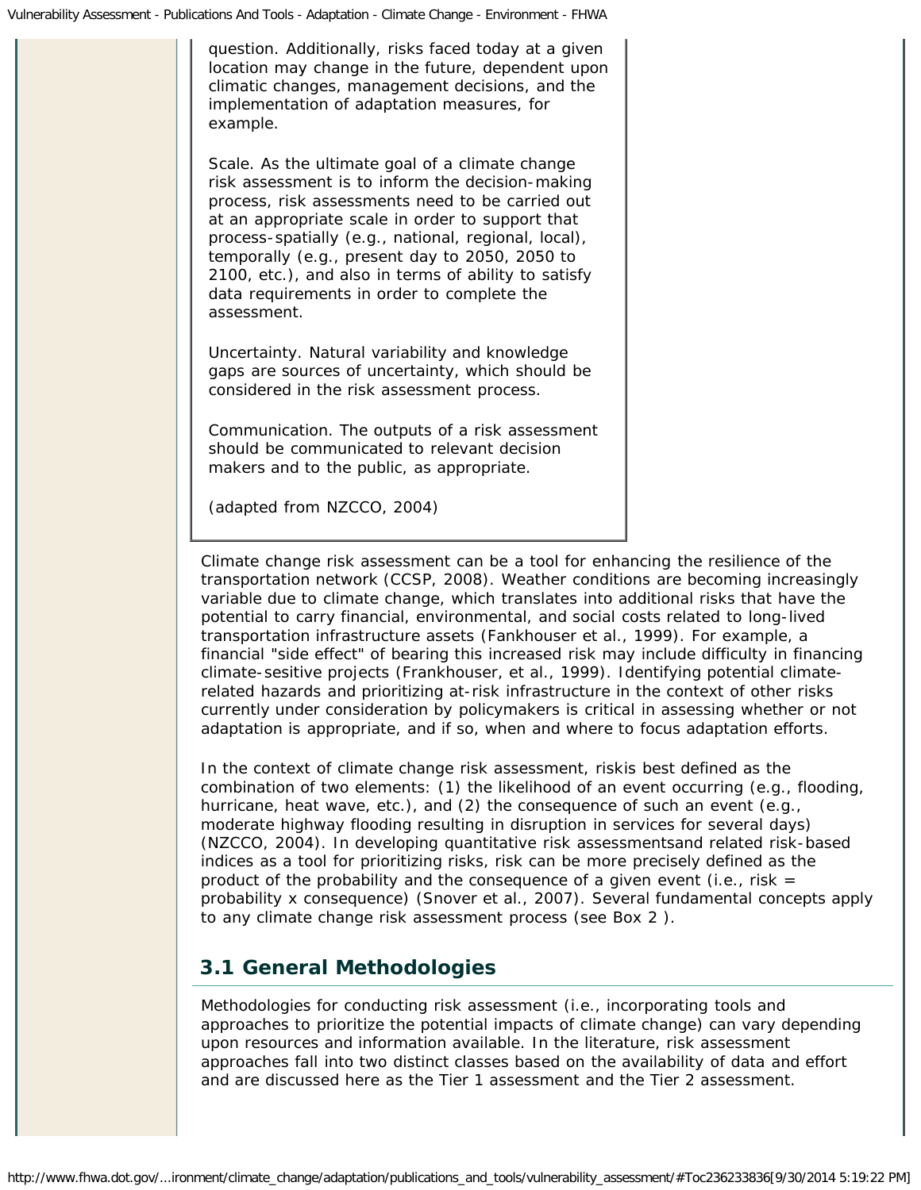question. Additionally, risks faced today at a given location may change in the future, dependent upon climatic changes, management decisions, and the implementation of adaptation measures, for example.

Scale. As the ultimate goal of a climate change risk assessment is to inform the decision-making process, risk assessments need to be carried out at an appropriate scale in order to support that process-spatially (e.g., national, regional, local), temporally (e.g., present day to 2050, 2050 to 2100, etc.), and also in terms of ability to satisfy data requirements in order to complete the assessment.

Uncertainty. Natural variability and knowledge gaps are sources of uncertainty, which should be considered in the risk assessment process.

Communication. The outputs of a risk assessment should be communicated to relevant decision makers and to the public, as appropriate.

(adapted from NZCCO, 2004)

Climate change risk assessment can be a tool for enhancing the resilience of the transportation network (CCSP, 2008). Weather conditions are becoming increasingly variable due to climate change, which translates into additional risks that have the potential to carry financial, environmental, and social costs related to long-lived transportation infrastructure assets (Fankhouser et al., 1999). For example, a financial "side effect" of bearing this increased risk may include difficulty in financing climate-sesitive projects (Frankhouser, et al., 1999). Identifying potential climate-related hazards and prioritizing at-risk infrastructure in the context of other risks currently under consideration by policymakers is critical in assessing whether or not adaptation is appropriate, and if so, when and where to focus adaptation efforts.

In the context of climate change risk assessment, riskis best defined as the combination of two elements: (1) the likelihood of an event occurring (e.g., flooding, hurricane, heat wave, etc.), and (2) the consequence of such an event (e.g., moderate highway flooding resulting in disruption in services for several days) (NZCCO, 2004). In developing quantitative risk assessmentsand related risk-based indices as a tool for prioritizing risks, risk can be more precisely defined as the product of the probability and the consequence of a given event (i.e., risk = probability x consequence) (Snover et al., 2007). Several fundamental concepts apply to any climate change risk assessment process (see Box 2 ).

## 3.1 General Methodologies

Methodologies for conducting risk assessment (i.e., incorporating tools and approaches to prioritize the potential impacts of climate change) can vary depending upon resources and information available. In the literature, risk assessment approaches fall into two distinct classes based on the availability of data and effort and are discussed here as the Tier 1 assessment and the Tier 2 assessment.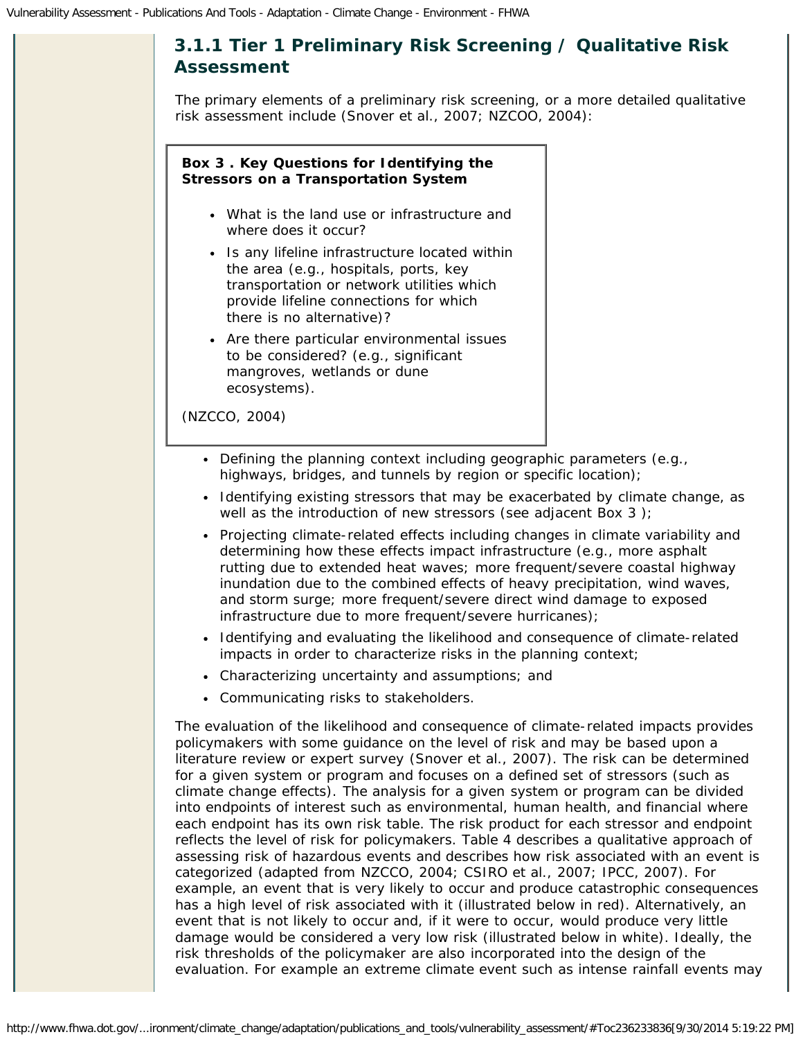### 3.1.1 Tier 1 Preliminary Risk Screening / Qualitative Risk Assessment

The primary elements of a preliminary risk screening, or a more detailed qualitative risk assessment include (Snover et al., 2007; NZCOO, 2004):

> **Box 3 . Key Questions for Identifying the Stressors on a Transportation System**
>
> - What is the land use or infrastructure and where does it occur?
> - Is any lifeline infrastructure located within the area (e.g., hospitals, ports, key transportation or network utilities which provide lifeline connections for which there is no alternative)?
> - Are there particular environmental issues to be considered? (e.g., significant mangroves, wetlands or dune ecosystems).
>
> (NZCCO, 2004)

- Defining the planning context including geographic parameters (e.g., highways, bridges, and tunnels by region or specific location);
- Identifying existing stressors that may be exacerbated by climate change, as well as the introduction of new stressors (see adjacent Box 3 );
- Projecting climate-related effects including changes in climate variability and determining how these effects impact infrastructure (e.g., more asphalt rutting due to extended heat waves; more frequent/severe coastal highway inundation due to the combined effects of heavy precipitation, wind waves, and storm surge; more frequent/severe direct wind damage to exposed infrastructure due to more frequent/severe hurricanes);
- Identifying and evaluating the likelihood and consequence of climate-related impacts in order to characterize risks in the planning context;
- Characterizing uncertainty and assumptions; and
- Communicating risks to stakeholders.

The evaluation of the likelihood and consequence of climate-related impacts provides policymakers with some guidance on the level of risk and may be based upon a literature review or expert survey (Snover et al., 2007). The risk can be determined for a given system or program and focuses on a defined set of stressors (such as climate change effects). The analysis for a given system or program can be divided into endpoints of interest such as environmental, human health, and financial where each endpoint has its own risk table. The risk product for each stressor and endpoint reflects the level of risk for policymakers. Table 4 describes a qualitative approach of assessing risk of hazardous events and describes how risk associated with an event is categorized (adapted from NZCCO, 2004; CSIRO et al., 2007; IPCC, 2007). For example, an event that is very likely to occur and produce catastrophic consequences has a high level of risk associated with it (illustrated below in red). Alternatively, an event that is not likely to occur and, if it were to occur, would produce very little damage would be considered a very low risk (illustrated below in white). Ideally, the risk thresholds of the policymaker are also incorporated into the design of the evaluation. For example an extreme climate event such as intense rainfall events may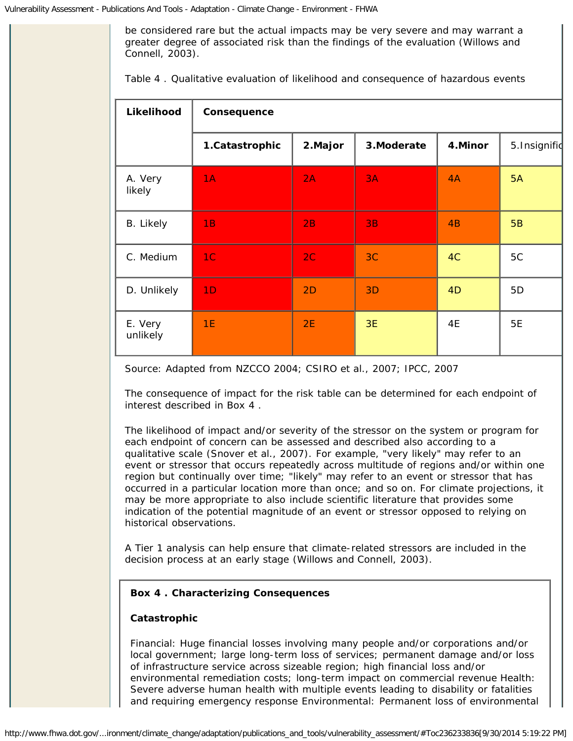be considered rare but the actual impacts may be very severe and may warrant a greater degree of associated risk than the findings of the evaluation (Willows and Connell, 2003).

Table 4 . Qualitative evaluation of likelihood and consequence of hazardous events

| Likelihood | Consequence | | | | |
|---|---|---|---|---|---|
| | **1.Catastrophic** | **2.Major** | **3.Moderate** | **4.Minor** | 5.Insignific |
| A. Very likely | 1A | 2A | 3A | 4A | 5A |
| B. Likely | 1B | 2B | 3B | 4B | 5B |
| C. Medium | 1C | 2C | 3C | 4C | 5C |
| D. Unlikely | 1D | 2D | 3D | 4D | 5D |
| E. Very unlikely | 1E | 2E | 3E | 4E | 5E |

Source: Adapted from NZCCO 2004; CSIRO et al., 2007; IPCC, 2007

The consequence of impact for the risk table can be determined for each endpoint of interest described in Box 4 .

The likelihood of impact and/or severity of the stressor on the system or program for each endpoint of concern can be assessed and described also according to a qualitative scale (Snover et al., 2007). For example, "very likely" may refer to an event or stressor that occurs repeatedly across multitude of regions and/or within one region but continually over time; "likely" may refer to an event or stressor that has occurred in a particular location more than once; and so on. For climate projections, it may be more appropriate to also include scientific literature that provides some indication of the potential magnitude of an event or stressor opposed to relying on historical observations.

A Tier 1 analysis can help ensure that climate-related stressors are included in the decision process at an early stage (Willows and Connell, 2003).

**Box 4 . Characterizing Consequences**

**Catastrophic**

Financial: Huge financial losses involving many people and/or corporations and/or local government; large long-term loss of services; permanent damage and/or loss of infrastructure service across sizeable region; high financial loss and/or environmental remediation costs; long-term impact on commercial revenue Health: Severe adverse human health with multiple events leading to disability or fatalities and requiring emergency response Environmental: Permanent loss of environmental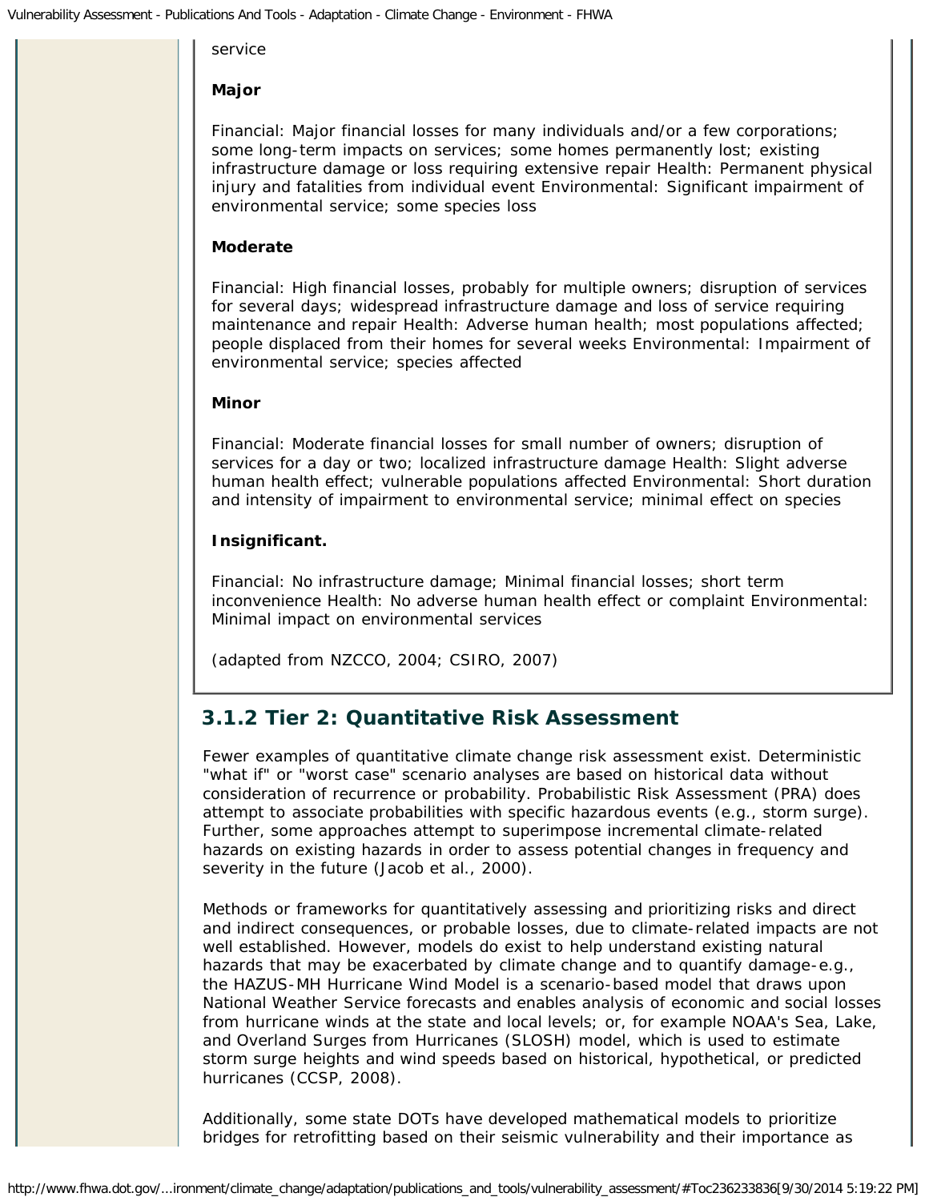service

**Major**

Financial: Major financial losses for many individuals and/or a few corporations; some long-term impacts on services; some homes permanently lost; existing infrastructure damage or loss requiring extensive repair Health: Permanent physical injury and fatalities from individual event Environmental: Significant impairment of environmental service; some species loss

**Moderate**

Financial: High financial losses, probably for multiple owners; disruption of services for several days; widespread infrastructure damage and loss of service requiring maintenance and repair Health: Adverse human health; most populations affected; people displaced from their homes for several weeks Environmental: Impairment of environmental service; species affected

**Minor**

Financial: Moderate financial losses for small number of owners; disruption of services for a day or two; localized infrastructure damage Health: Slight adverse human health effect; vulnerable populations affected Environmental: Short duration and intensity of impairment to environmental service; minimal effect on species

**Insignificant.**

Financial: No infrastructure damage; Minimal financial losses; short term inconvenience Health: No adverse human health effect or complaint Environmental: Minimal impact on environmental services

*(adapted from NZCCO, 2004; CSIRO, 2007)*

### 3.1.2 Tier 2: Quantitative Risk Assessment

Fewer examples of quantitative climate change risk assessment exist. Deterministic "what if" or "worst case" scenario analyses are based on historical data without consideration of recurrence or probability. Probabilistic Risk Assessment (PRA) does attempt to associate probabilities with specific hazardous events (e.g., storm surge). Further, some approaches attempt to superimpose incremental climate-related hazards on existing hazards in order to assess potential changes in frequency and severity in the future (Jacob et al., 2000).

Methods or frameworks for quantitatively assessing and prioritizing risks and direct and indirect consequences, or probable losses, due to climate-related impacts are not well established. However, models do exist to help understand existing natural hazards that may be exacerbated by climate change and to quantify damage-e.g., the HAZUS-MH Hurricane Wind Model is a scenario-based model that draws upon National Weather Service forecasts and enables analysis of economic and social losses from hurricane winds at the state and local levels; or, for example NOAA's Sea, Lake, and Overland Surges from Hurricanes (SLOSH) model, which is used to estimate storm surge heights and wind speeds based on historical, hypothetical, or predicted hurricanes (CCSP, 2008).

Additionally, some state DOTs have developed mathematical models to prioritize bridges for retrofitting based on their seismic vulnerability and their importance as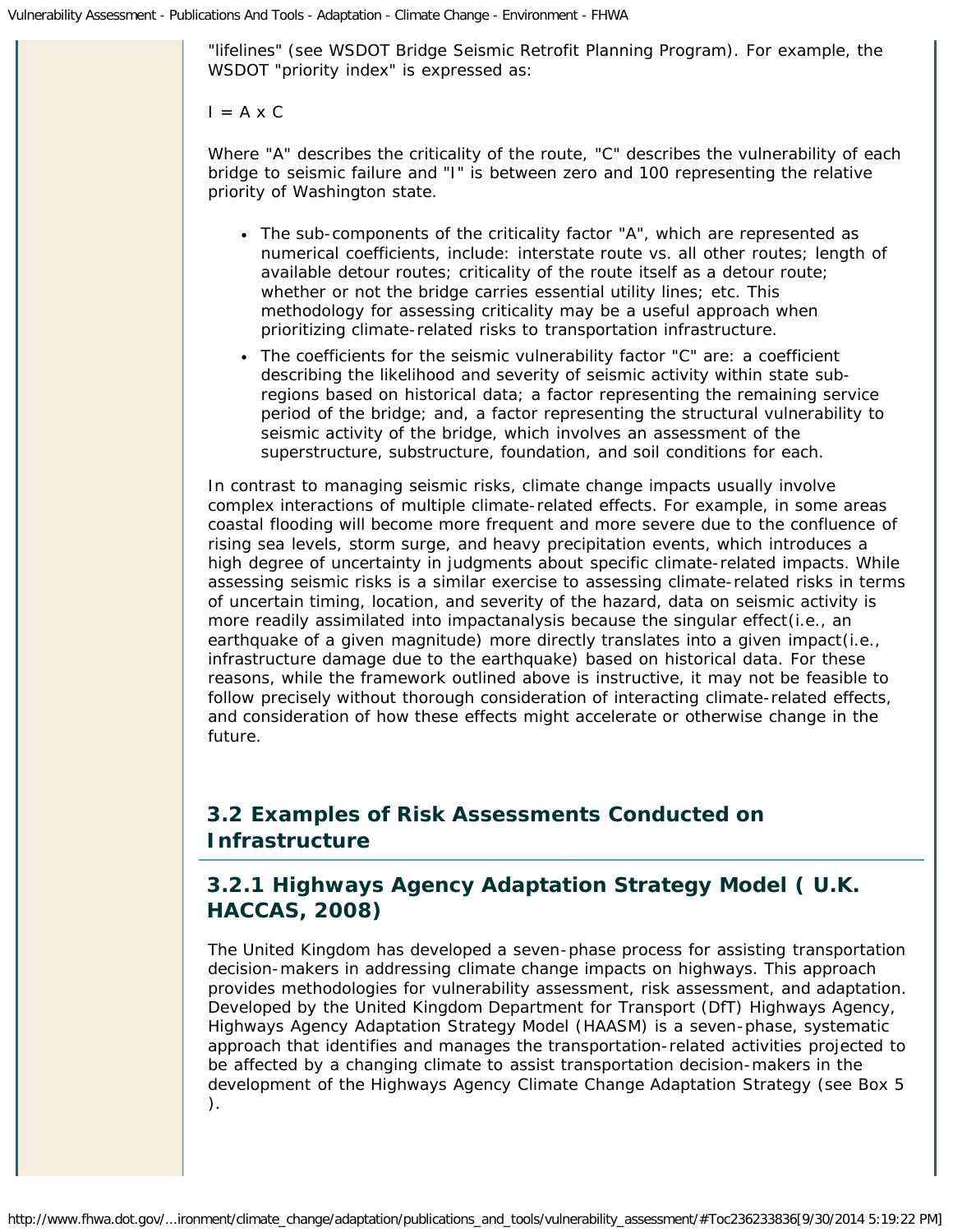"lifelines" (see WSDOT Bridge Seismic Retrofit Planning Program). For example, the WSDOT "priority index" is expressed as:

$I = A \times C$

Where "A" describes the criticality of the route, "C" describes the vulnerability of each bridge to seismic failure and "I" is between zero and 100 representing the relative priority of Washington state.

- The sub-components of the criticality factor "A", which are represented as numerical coefficients, include: interstate route vs. all other routes; length of available detour routes; criticality of the route itself as a detour route; whether or not the bridge carries essential utility lines; etc. This methodology for assessing criticality may be a useful approach when prioritizing climate-related risks to transportation infrastructure.
- The coefficients for the seismic vulnerability factor "C" are: a coefficient describing the likelihood and severity of seismic activity within state sub-regions based on historical data; a factor representing the remaining service period of the bridge; and, a factor representing the structural vulnerability to seismic activity of the bridge, which involves an assessment of the superstructure, substructure, foundation, and soil conditions for each.

In contrast to managing seismic risks, climate change impacts usually involve complex interactions of multiple climate-related effects. For example, in some areas coastal flooding will become more frequent and more severe due to the confluence of rising sea levels, storm surge, and heavy precipitation events, which introduces a high degree of uncertainty in judgments about specific climate-related impacts. While assessing seismic risks is a similar exercise to assessing climate-related risks in terms of uncertain timing, location, and severity of the hazard, data on seismic activity is more readily assimilated into impactanalysis because the singular effect(i.e., an earthquake of a given magnitude) more directly translates into a given impact(i.e., infrastructure damage due to the earthquake) based on historical data. For these reasons, while the framework outlined above is instructive, it may not be feasible to follow precisely without thorough consideration of interacting climate-related effects, and consideration of how these effects might accelerate or otherwise change in the future.

## 3.2 Examples of Risk Assessments Conducted on Infrastructure

### 3.2.1 Highways Agency Adaptation Strategy Model ( U.K. HACCAS, 2008)

The United Kingdom has developed a seven-phase process for assisting transportation decision-makers in addressing climate change impacts on highways. This approach provides methodologies for vulnerability assessment, risk assessment, and adaptation. Developed by the United Kingdom Department for Transport (DfT) Highways Agency, Highways Agency Adaptation Strategy Model (HAASM) is a seven-phase, systematic approach that identifies and manages the transportation-related activities projected to be affected by a changing climate to assist transportation decision-makers in the development of the Highways Agency Climate Change Adaptation Strategy (see Box 5 ).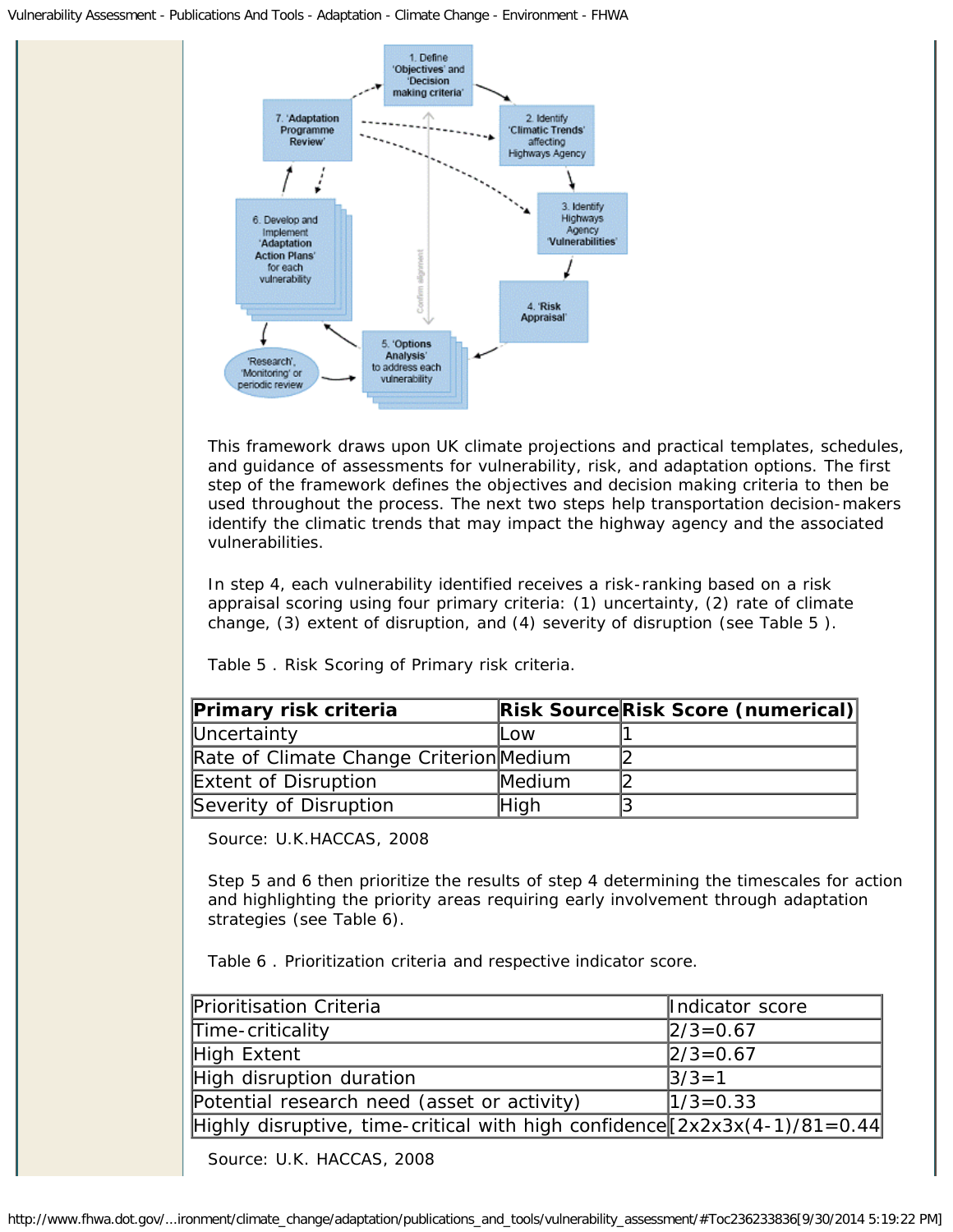This framework draws upon UK climate projections and practical templates, schedules, and guidance of assessments for vulnerability, risk, and adaptation options. The first step of the framework defines the objectives and decision making criteria to then be used throughout the process. The next two steps help transportation decision-makers identify the climatic trends that may impact the highway agency and the associated vulnerabilities.

In step 4, each vulnerability identified receives a risk-ranking based on a risk appraisal scoring using four primary criteria: (1) uncertainty, (2) rate of climate change, (3) extent of disruption, and (4) severity of disruption (see Table 5 ).

Table 5 . Risk Scoring of Primary risk criteria.

| Primary risk criteria | Risk Source | Risk Score (numerical) |
|---|---|---|
| Uncertainty | Low | 1 |
| Rate of Climate Change Criterion | Medium | 2 |
| Extent of Disruption | Medium | 2 |
| Severity of Disruption | High | 3 |

Source: U.K.HACCAS, 2008

Step 5 and 6 then prioritize the results of step 4 determining the timescales for action and highlighting the priority areas requiring early involvement through adaptation strategies (see Table 6).

Table 6 . Prioritization criteria and respective indicator score.

| Prioritisation Criteria | Indicator score |
|---|---|
| Time-criticality | 2/3=0.67 |
| High Extent | 2/3=0.67 |
| High disruption duration | 3/3=1 |
| Potential research need (asset or activity) | 1/3=0.33 |
| Highly disruptive, time-critical with high confidence | [2x2x3x(4-1)/81=0.44 |

Source: U.K. HACCAS, 2008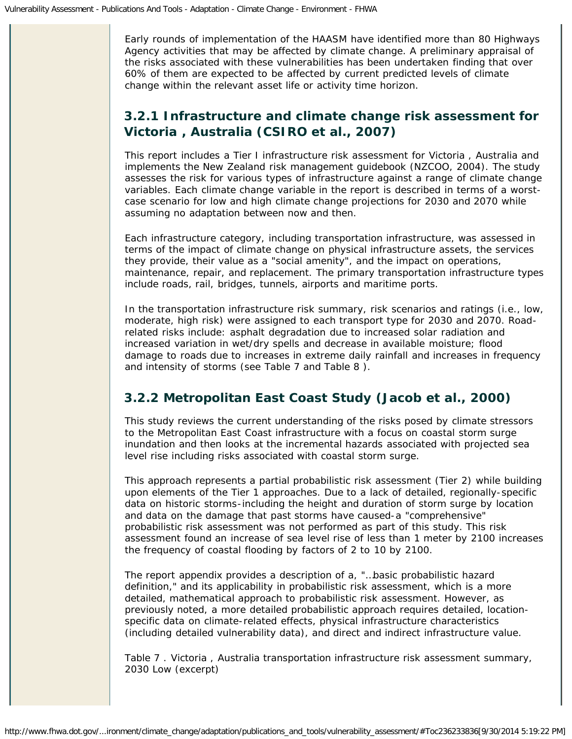Early rounds of implementation of the HAASM have identified more than 80 Highways Agency activities that may be affected by climate change. A preliminary appraisal of the risks associated with these vulnerabilities has been undertaken finding that over 60% of them are expected to be affected by current predicted levels of climate change within the relevant asset life or activity time horizon.

### 3.2.1 Infrastructure and climate change risk assessment for Victoria , Australia (CSIRO et al., 2007)

This report includes a Tier I infrastructure risk assessment for Victoria , Australia and implements the New Zealand risk management guidebook (NZCOO, 2004). The study assesses the risk for various types of infrastructure against a range of climate change variables. Each climate change variable in the report is described in terms of a worst-case scenario for low and high climate change projections for 2030 and 2070 while assuming no adaptation between now and then.

Each infrastructure category, including transportation infrastructure, was assessed in terms of the impact of climate change on physical infrastructure assets, the services they provide, their value as a "social amenity", and the impact on operations, maintenance, repair, and replacement. The primary transportation infrastructure types include roads, rail, bridges, tunnels, airports and maritime ports.

In the transportation infrastructure risk summary, risk scenarios and ratings (i.e., low, moderate, high risk) were assigned to each transport type for 2030 and 2070. Road-related risks include: asphalt degradation due to increased solar radiation and increased variation in wet/dry spells and decrease in available moisture; flood damage to roads due to increases in extreme daily rainfall and increases in frequency and intensity of storms (see Table 7 and Table 8 ).

### 3.2.2 Metropolitan East Coast Study (Jacob et al., 2000)

This study reviews the current understanding of the risks posed by climate stressors to the Metropolitan East Coast infrastructure with a focus on coastal storm surge inundation and then looks at the incremental hazards associated with projected sea level rise including risks associated with coastal storm surge.

This approach represents a partial probabilistic risk assessment (Tier 2) while building upon elements of the Tier 1 approaches. Due to a lack of detailed, regionally-specific data on historic storms-including the height and duration of storm surge by location and data on the damage that past storms have caused-a "comprehensive" probabilistic risk assessment was not performed as part of this study. This risk assessment found an increase of sea level rise of less than 1 meter by 2100 increases the frequency of coastal flooding by factors of 2 to 10 by 2100.

The report appendix provides a description of a, "...basic probabilistic hazard definition," and its applicability in probabilistic risk assessment, which is a more detailed, mathematical approach to probabilistic risk assessment. However, as previously noted, a more detailed probabilistic approach requires detailed, location-specific data on climate-related effects, physical infrastructure characteristics (including detailed vulnerability data), and direct and indirect infrastructure value.

Table 7 . Victoria , Australia transportation infrastructure risk assessment summary, 2030 Low (excerpt)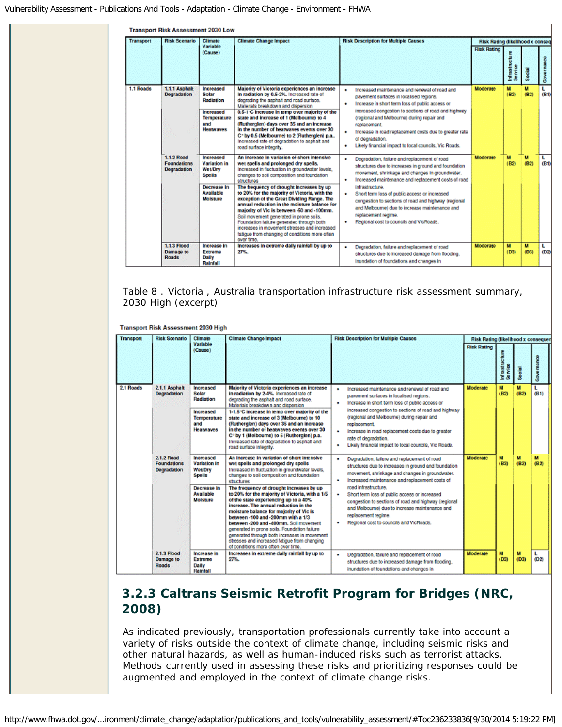Transport Risk Assessment 2030 Low

| Transport | Risk Scenario | Climate Variable (Cause) | Climate Change Impact | Risk Description for Multiple Causes | Risk Rating (likelihood x conseq | | | |
|---|---|---|---|---|---|---|---|---|
| | | | | | Risk Rating | Infrastructure Service | Social | Governance |
| 1.1 Roads | 1.1.1 Asphalt Degradation | Increased Solar Radiation | **Majority of Victoria experiences an increase in radiation by 0.5-2%.** Increased rate of degrading the asphalt and road surface. Materials breakdown and dispersion | • Increased maintenance and renewal of road and pavement surfaces in localised regions. • Increase in short term loss of public access or increased congestion to sections of road and highway (regional and Melbourne) during repair and replacement. • Increase in road replacement costs due to greater rate of degradation. • Likely financial impact to local councils, Vic Roads. | Moderate | M (B2) | M (B2) | L (B1) |
| | | Increased Temperature and Heatwaves | **0.5-1°C increase in temp over majority of the state and increase of 1 (Melbourne) to 4 (Rutherglen) days over 35 and an increase in the number of heatwaves events over 30 C° by 0.5 (Melbourne) to 2 (Rutherglen) p.a.** Increased rate of degradation to asphalt and road surface integrity. | | | | | |
| | 1.1.2 Road Foundations Degradation | Increased Variation in Wet/Dry Spells | **An increase in variation of short intensive wet spells and prolonged dry spells.** Increased in fluctuation in groundwater levels, changes to soil composition and foundation structures | • Degradation, failure and replacement of road structures due to increases in ground and foundation movement, shrinkage and changes in groundwater. • Increased maintenance and replacement costs of road infrastructure. • Short term loss of public access or increased congestion to sections of road and highway (regional and Melbourne) due to increase maintenance and replacement regime. • Regional cost to councils and VicRoads. | Moderate | M (B2) | M (B2) | L (B1) |
| | | Decrease in Available Moisture | **The frequency of drought increases by up to 20% for the majority of Victoria, with the exception of the Great Dividing Range. The annual reduction in the moisture balance for majority of Vic is between -50 and -100mm.** Soil movement generated in prone soils. Foundation failure generated through both increases in movement stresses and increased fatigue from changing of conditions more often over time. | | | | | |
| | 1.1.3 Flood Damage to Roads | Increase in Extreme Daily Rainfall | **Increases in extreme daily rainfall by up to 27%.** | • Degradation, failure and replacement of road structures due to increased damage from flooding, inundation of foundations and changes in | Moderate | M (D3) | M (D3) | L (D2 |

Table 8 . Victoria , Australia transportation infrastructure risk assessment summary, 2030 High (excerpt)

Transport Risk Assessment 2030 High

| Transport | Risk Scenario | Climate Variable (Cause) | Climate Change Impact | Risk Description for Multiple Causes | Risk Rating (likelihood x consequen | | | |
|---|---|---|---|---|---|---|---|---|
| | | | | | Risk Rating | Infrastructure Service | Social | Governance |
| 2.1 Roads | 2.1.1 Asphalt Degradation | Increased Solar Radiation | **Majority of Victoria experiences an increase in radiation by 2-4%.** Increased rate of degrading the asphalt and road surface. Materials breakdown and dispersion | • Increased maintenance and renewal of road and pavement surfaces in localised regions. • Increase in short term loss of public access or increased congestion to sections of road and highway (regional and Melbourne) during repair and replacement. • Increase in road replacement costs due to greater rate of degradation. • Likely financial impact to local councils, Vic Roads. | Moderate | M (B2) | M (B2) | L (B1) |
| | | Increased Temperature and Heatwaves | **1-1.5°C increase in temp over majority of the state and increase of 3 (Melbourne) to 10 (Rutherglen) days over 35 and an increase in the number of heatwaves events over 30 C° by 1 (Melbourne) to 5 (Rutherglen) p.a.** Increased rate of degradation to asphalt and road surface integrity. | | | | | |
| | 2.1.2 Road Foundations Degradation | Increased Variation in Wet/Dry Spells | **An increase in variation of short intensive wet spells and prolonged dry spells** Increased in fluctuation in groundwater levels, changes to soil composition and foundation structures | • Degradation, failure and replacement of road structures due to increases in ground and foundation movement, shrinkage and changes in groundwater. • Increased maintenance and replacement costs of road infrastructure. • Short term loss of public access or increased congestion to sections of road and highway (regional and Melbourne) due to increase maintenance and replacement regime. • Regional cost to councils and VicRoads. | Moderate | M (B3) | M (B2) | M (B2) |
| | | Decrease in Available Moisture | **The frequency of drought increases by up to 20% for the majority of Victoria, with a 1/5 of the state experiencing up to a 40% increase. The annual reduction in the moisture balance for majority of Vic is between -100 and -200mm with a 1/3 between -200 and -400mm.** Soil movement generated in prone soils. Foundation failure generated through both increases in movement stresses and increased fatigue from changing of conditions more often over time. | | | | | |
| | 2.1.3 Flood Damage to Roads | Increase in Extreme Daily Rainfall | **Increases in extreme daily rainfall by up to 27%.** | • Degradation, failure and replacement of road structures due to increased damage from flooding, inundation of foundations and changes in | Moderate | M (D3) | M (D3) | L (D2) |

## 3.2.3 Caltrans Seismic Retrofit Program for Bridges (NRC, 2008)

As indicated previously, transportation professionals currently take into account a variety of risks outside the context of climate change, including seismic risks and other natural hazards, as well as human-induced risks such as terrorist attacks. Methods currently used in assessing these risks and prioritizing responses could be augmented and employed in the context of climate change risks.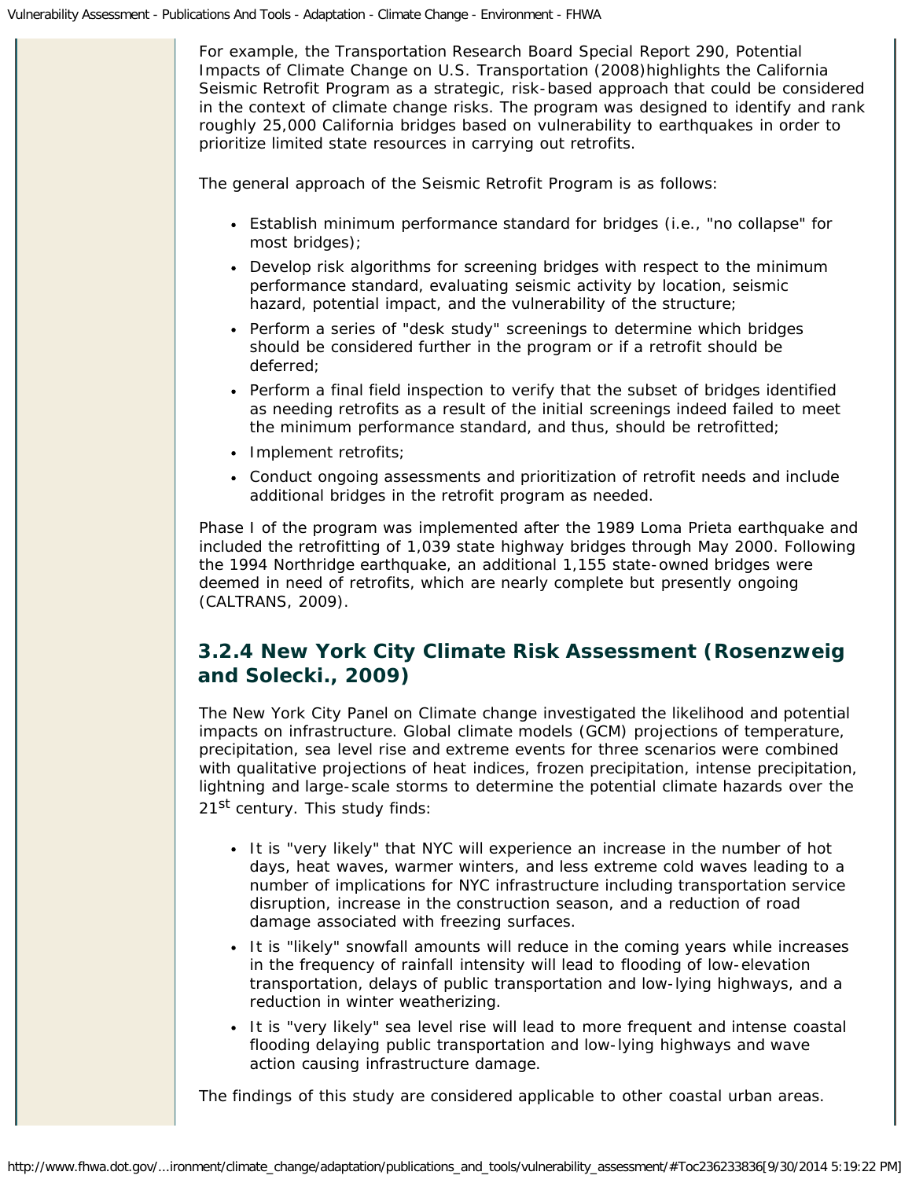For example, the Transportation Research Board Special Report 290, Potential Impacts of Climate Change on U.S. Transportation (2008)highlights the California Seismic Retrofit Program as a strategic, risk-based approach that could be considered in the context of climate change risks. The program was designed to identify and rank roughly 25,000 California bridges based on vulnerability to earthquakes in order to prioritize limited state resources in carrying out retrofits.

The general approach of the Seismic Retrofit Program is as follows:

- Establish minimum performance standard for bridges (i.e., "no collapse" for most bridges);
- Develop risk algorithms for screening bridges with respect to the minimum performance standard, evaluating seismic activity by location, seismic hazard, potential impact, and the vulnerability of the structure;
- Perform a series of "desk study" screenings to determine which bridges should be considered further in the program or if a retrofit should be deferred;
- Perform a final field inspection to verify that the subset of bridges identified as needing retrofits as a result of the initial screenings indeed failed to meet the minimum performance standard, and thus, should be retrofitted;
- Implement retrofits;
- Conduct ongoing assessments and prioritization of retrofit needs and include additional bridges in the retrofit program as needed.

Phase I of the program was implemented after the 1989 Loma Prieta earthquake and included the retrofitting of 1,039 state highway bridges through May 2000. Following the 1994 Northridge earthquake, an additional 1,155 state-owned bridges were deemed in need of retrofits, which are nearly complete but presently ongoing (CALTRANS, 2009).

### 3.2.4 New York City Climate Risk Assessment (Rosenzweig and Solecki., 2009)

The New York City Panel on Climate change investigated the likelihood and potential impacts on infrastructure. Global climate models (GCM) projections of temperature, precipitation, sea level rise and extreme events for three scenarios were combined with qualitative projections of heat indices, frozen precipitation, intense precipitation, lightning and large-scale storms to determine the potential climate hazards over the 21st century. This study finds:

- It is "very likely" that NYC will experience an increase in the number of hot days, heat waves, warmer winters, and less extreme cold waves leading to a number of implications for NYC infrastructure including transportation service disruption, increase in the construction season, and a reduction of road damage associated with freezing surfaces.
- It is "likely" snowfall amounts will reduce in the coming years while increases in the frequency of rainfall intensity will lead to flooding of low-elevation transportation, delays of public transportation and low-lying highways, and a reduction in winter weatherizing.
- It is "very likely" sea level rise will lead to more frequent and intense coastal flooding delaying public transportation and low-lying highways and wave action causing infrastructure damage.

The findings of this study are considered applicable to other coastal urban areas.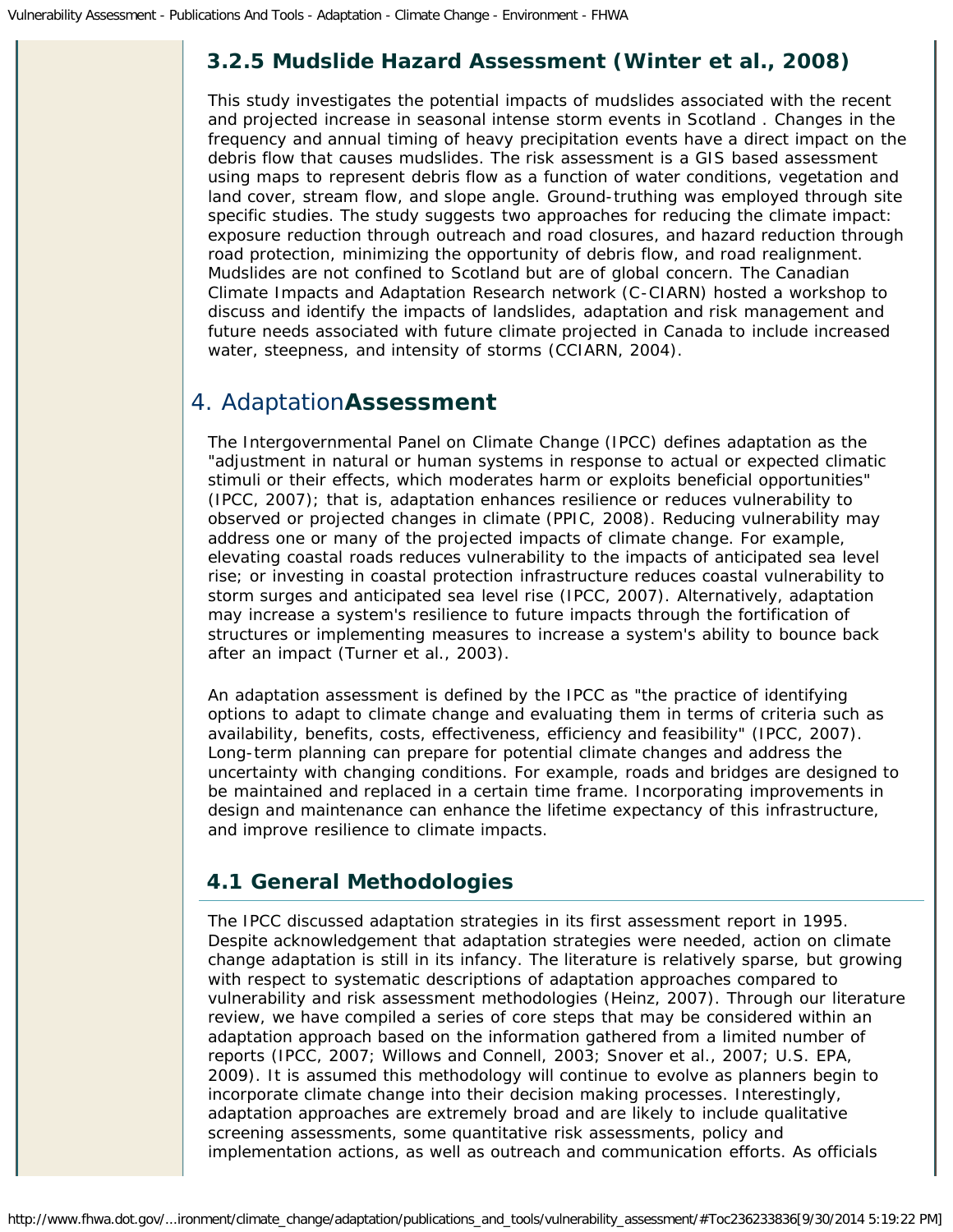### 3.2.5 Mudslide Hazard Assessment (Winter et al., 2008)

This study investigates the potential impacts of mudslides associated with the recent and projected increase in seasonal intense storm events in Scotland . Changes in the frequency and annual timing of heavy precipitation events have a direct impact on the debris flow that causes mudslides. The risk assessment is a GIS based assessment using maps to represent debris flow as a function of water conditions, vegetation and land cover, stream flow, and slope angle. Ground-truthing was employed through site specific studies. The study suggests two approaches for reducing the climate impact: exposure reduction through outreach and road closures, and hazard reduction through road protection, minimizing the opportunity of debris flow, and road realignment. Mudslides are not confined to Scotland but are of global concern. The Canadian Climate Impacts and Adaptation Research network (C-CIARN) hosted a workshop to discuss and identify the impacts of landslides, adaptation and risk management and future needs associated with future climate projected in Canada to include increased water, steepness, and intensity of storms (CCIARN, 2004).

## 4. Adaptation**Assessment**

The Intergovernmental Panel on Climate Change (IPCC) defines adaptation as the "adjustment in natural or human systems in response to actual or expected climatic stimuli or their effects, which moderates harm or exploits beneficial opportunities" (IPCC, 2007); that is, adaptation enhances resilience or reduces vulnerability to observed or projected changes in climate (PPIC, 2008). Reducing vulnerability may address one or many of the projected impacts of climate change. For example, elevating coastal roads reduces vulnerability to the impacts of anticipated sea level rise; or investing in coastal protection infrastructure reduces coastal vulnerability to storm surges and anticipated sea level rise (IPCC, 2007). Alternatively, adaptation may increase a system's resilience to future impacts through the fortification of structures or implementing measures to increase a system's ability to bounce back after an impact (Turner et al., 2003).

An adaptation assessment is defined by the IPCC as "the practice of identifying options to adapt to climate change and evaluating them in terms of criteria such as availability, benefits, costs, effectiveness, efficiency and feasibility" (IPCC, 2007). Long-term planning can prepare for potential climate changes and address the uncertainty with changing conditions. For example, roads and bridges are designed to be maintained and replaced in a certain time frame. Incorporating improvements in design and maintenance can enhance the lifetime expectancy of this infrastructure, and improve resilience to climate impacts.

### 4.1 General Methodologies

The IPCC discussed adaptation strategies in its first assessment report in 1995. Despite acknowledgement that adaptation strategies were needed, action on climate change adaptation is still in its infancy. The literature is relatively sparse, but growing with respect to systematic descriptions of adaptation approaches compared to vulnerability and risk assessment methodologies (Heinz, 2007). Through our literature review, we have compiled a series of core steps that may be considered within an adaptation approach based on the information gathered from a limited number of reports (IPCC, 2007; Willows and Connell, 2003; Snover et al., 2007; U.S. EPA, 2009). It is assumed this methodology will continue to evolve as planners begin to incorporate climate change into their decision making processes. Interestingly, adaptation approaches are extremely broad and are likely to include qualitative screening assessments, some quantitative risk assessments, policy and implementation actions, as well as outreach and communication efforts. As officials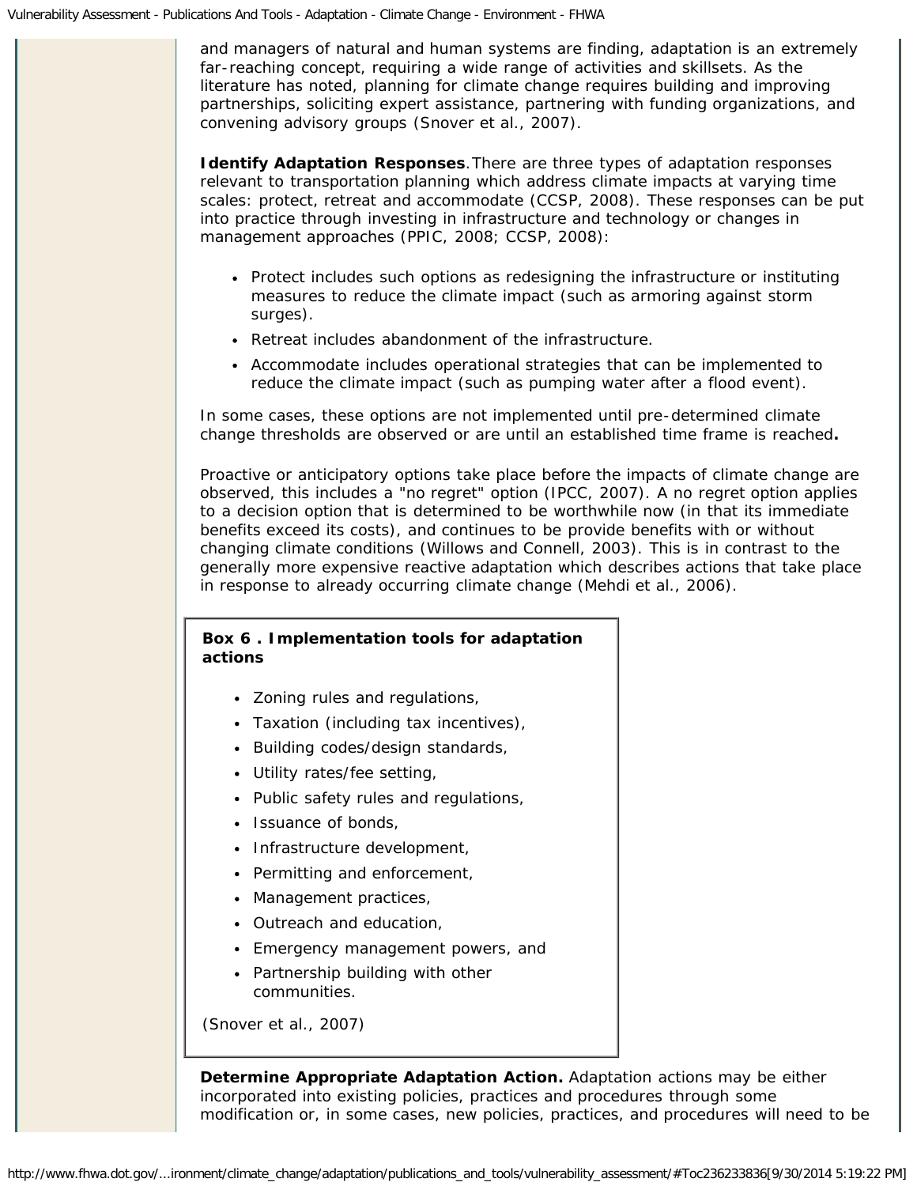and managers of natural and human systems are finding, adaptation is an extremely far-reaching concept, requiring a wide range of activities and skillsets. As the literature has noted, planning for climate change requires building and improving partnerships, soliciting expert assistance, partnering with funding organizations, and convening advisory groups (Snover et al., 2007).

**Identify Adaptation Responses**.There are three types of adaptation responses relevant to transportation planning which address climate impacts at varying time scales: protect, retreat and accommodate (CCSP, 2008). These responses can be put into practice through investing in infrastructure and technology or changes in management approaches (PPIC, 2008; CCSP, 2008):

- Protect includes such options as redesigning the infrastructure or instituting measures to reduce the climate impact (such as armoring against storm surges).
- Retreat includes abandonment of the infrastructure.
- Accommodate includes operational strategies that can be implemented to reduce the climate impact (such as pumping water after a flood event).

In some cases, these options are not implemented until pre-determined climate change thresholds are observed or are until an established time frame is reached**.**

Proactive or anticipatory options take place before the impacts of climate change are observed, this includes a "no regret" option (IPCC, 2007). A no regret option applies to a decision option that is determined to be worthwhile now (in that its immediate benefits exceed its costs), and continues to be provide benefits with or without changing climate conditions (Willows and Connell, 2003). This is in contrast to the generally more expensive reactive adaptation which describes actions that take place in response to already occurring climate change (Mehdi et al., 2006).

**Box 6 . Implementation tools for adaptation actions**

- Zoning rules and regulations,
- Taxation (including tax incentives),
- Building codes/design standards,
- Utility rates/fee setting,
- Public safety rules and regulations,
- Issuance of bonds,
- Infrastructure development,
- Permitting and enforcement,
- Management practices,
- Outreach and education,
- Emergency management powers, and
- Partnership building with other communities.

(Snover et al., 2007)

**Determine Appropriate Adaptation Action.** Adaptation actions may be either incorporated into existing policies, practices and procedures through some modification or, in some cases, new policies, practices, and procedures will need to be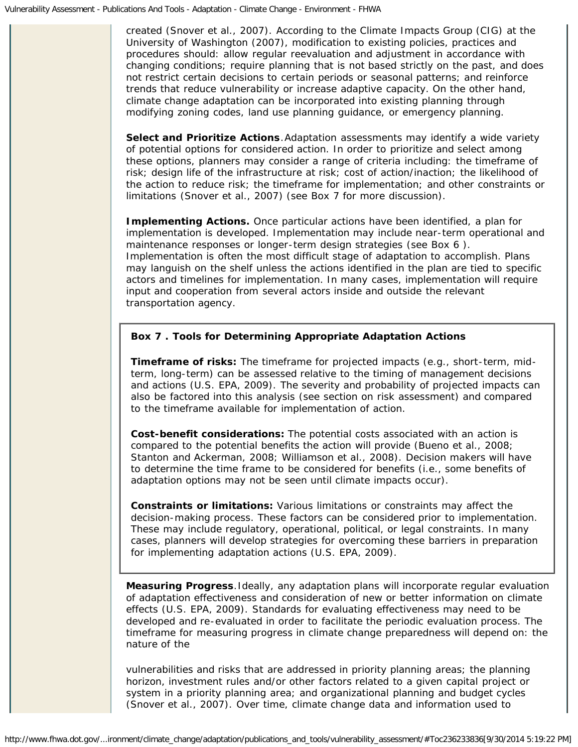created (Snover et al., 2007). According to the Climate Impacts Group (CIG) at the University of Washington (2007), modification to existing policies, practices and procedures should: allow regular reevaluation and adjustment in accordance with changing conditions; require planning that is not based strictly on the past, and does not restrict certain decisions to certain periods or seasonal patterns; and reinforce trends that reduce vulnerability or increase adaptive capacity. On the other hand, climate change adaptation can be incorporated into existing planning through modifying zoning codes, land use planning guidance, or emergency planning.

**Select and Prioritize Actions**.Adaptation assessments may identify a wide variety of potential options for considered action. In order to prioritize and select among these options, planners may consider a range of criteria including: the timeframe of risk; design life of the infrastructure at risk; cost of action/inaction; the likelihood of the action to reduce risk; the timeframe for implementation; and other constraints or limitations (Snover et al., 2007) (see Box 7 for more discussion).

**Implementing Actions.** Once particular actions have been identified, a plan for implementation is developed. Implementation may include near-term operational and maintenance responses or longer-term design strategies (see Box 6 ). Implementation is often the most difficult stage of adaptation to accomplish. Plans may languish on the shelf unless the actions identified in the plan are tied to specific actors and timelines for implementation. In many cases, implementation will require input and cooperation from several actors inside and outside the relevant transportation agency.

**Box 7 . Tools for Determining Appropriate Adaptation Actions**

**Timeframe of risks:** The timeframe for projected impacts (e.g., short-term, mid-term, long-term) can be assessed relative to the timing of management decisions and actions (U.S. EPA, 2009). The severity and probability of projected impacts can also be factored into this analysis (see section on risk assessment) and compared to the timeframe available for implementation of action.

**Cost-benefit considerations:** The potential costs associated with an action is compared to the potential benefits the action will provide (Bueno et al., 2008; Stanton and Ackerman, 2008; Williamson et al., 2008). Decision makers will have to determine the time frame to be considered for benefits (i.e., some benefits of adaptation options may not be seen until climate impacts occur).

**Constraints or limitations:** Various limitations or constraints may affect the decision-making process. These factors can be considered prior to implementation. These may include regulatory, operational, political, or legal constraints. In many cases, planners will develop strategies for overcoming these barriers in preparation for implementing adaptation actions (U.S. EPA, 2009).

**Measuring Progress**.Ideally, any adaptation plans will incorporate regular evaluation of adaptation effectiveness and consideration of new or better information on climate effects (U.S. EPA, 2009). Standards for evaluating effectiveness may need to be developed and re-evaluated in order to facilitate the periodic evaluation process. The timeframe for measuring progress in climate change preparedness will depend on: the nature of the vulnerabilities and risks that are addressed in priority planning areas; the planning horizon, investment rules and/or other factors related to a given capital project or system in a priority planning area; and organizational planning and budget cycles (Snover et al., 2007). Over time, climate change data and information used to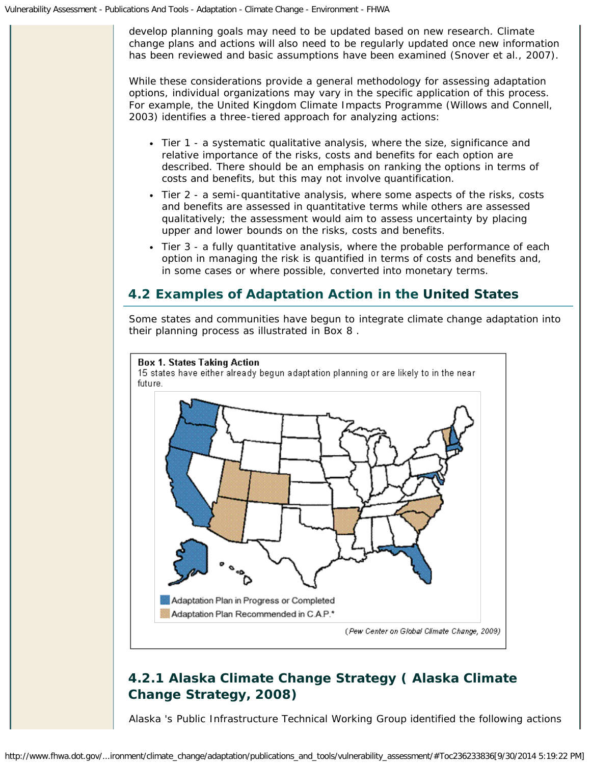develop planning goals may need to be updated based on new research. Climate change plans and actions will also need to be regularly updated once new information has been reviewed and basic assumptions have been examined (Snover et al., 2007).

While these considerations provide a general methodology for assessing adaptation options, individual organizations may vary in the specific application of this process. For example, the United Kingdom Climate Impacts Programme (Willows and Connell, 2003) identifies a three-tiered approach for analyzing actions:

- Tier 1 - a systematic qualitative analysis, where the size, significance and relative importance of the risks, costs and benefits for each option are described. There should be an emphasis on ranking the options in terms of costs and benefits, but this may not involve quantification.
- Tier 2 - a semi-quantitative analysis, where some aspects of the risks, costs and benefits are assessed in quantitative terms while others are assessed qualitatively; the assessment would aim to assess uncertainty by placing upper and lower bounds on the risks, costs and benefits.
- Tier 3 - a fully quantitative analysis, where the probable performance of each option in managing the risk is quantified in terms of costs and benefits and, in some cases or where possible, converted into monetary terms.

## 4.2 Examples of Adaptation Action in the United States

Some states and communities have begun to integrate climate change adaptation into their planning process as illustrated in Box 8 .

**Box 1. States Taking Action**
15 states have either already begun adaptation planning or are likely to in the near future.

Adaptation Plan in Progress or Completed
Adaptation Plan Recommended in C.A.P.*

*(Pew Center on Global Climate Change, 2009)*

### 4.2.1 Alaska Climate Change Strategy ( Alaska Climate Change Strategy, 2008)

Alaska 's Public Infrastructure Technical Working Group identified the following actions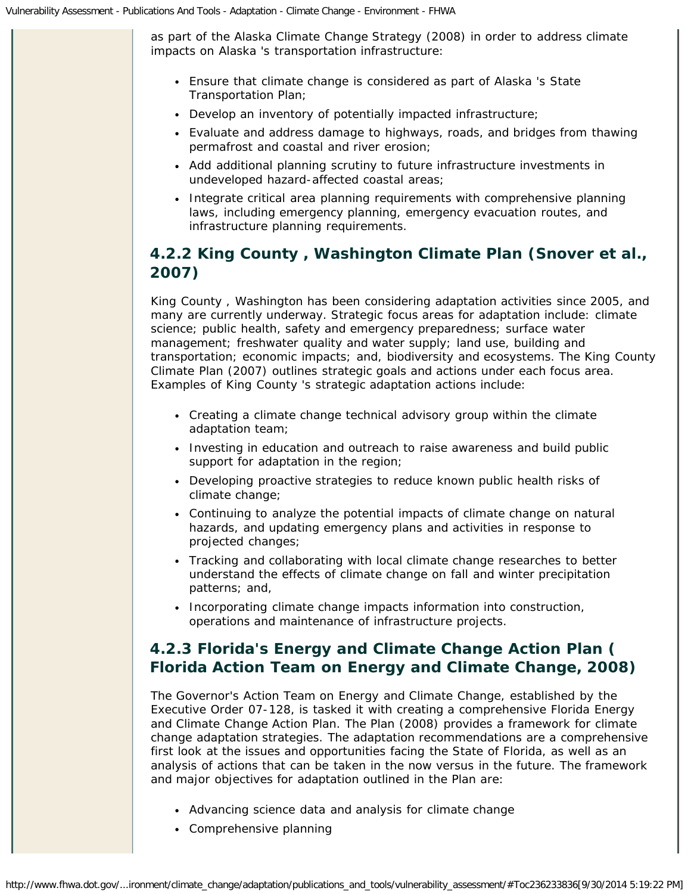as part of the Alaska Climate Change Strategy (2008) in order to address climate impacts on Alaska 's transportation infrastructure:

- Ensure that climate change is considered as part of Alaska 's State Transportation Plan;
- Develop an inventory of potentially impacted infrastructure;
- Evaluate and address damage to highways, roads, and bridges from thawing permafrost and coastal and river erosion;
- Add additional planning scrutiny to future infrastructure investments in undeveloped hazard-affected coastal areas;
- Integrate critical area planning requirements with comprehensive planning laws, including emergency planning, emergency evacuation routes, and infrastructure planning requirements.

### 4.2.2 King County , Washington Climate Plan (Snover et al., 2007)

King County , Washington has been considering adaptation activities since 2005, and many are currently underway. Strategic focus areas for adaptation include: climate science; public health, safety and emergency preparedness; surface water management; freshwater quality and water supply; land use, building and transportation; economic impacts; and, biodiversity and ecosystems. The King County Climate Plan (2007) outlines strategic goals and actions under each focus area. Examples of King County 's strategic adaptation actions include:

- Creating a climate change technical advisory group within the climate adaptation team;
- Investing in education and outreach to raise awareness and build public support for adaptation in the region;
- Developing proactive strategies to reduce known public health risks of climate change;
- Continuing to analyze the potential impacts of climate change on natural hazards, and updating emergency plans and activities in response to projected changes;
- Tracking and collaborating with local climate change researches to better understand the effects of climate change on fall and winter precipitation patterns; and,
- Incorporating climate change impacts information into construction, operations and maintenance of infrastructure projects.

### 4.2.3 Florida's Energy and Climate Change Action Plan ( Florida Action Team on Energy and Climate Change, 2008)

The Governor's Action Team on Energy and Climate Change, established by the Executive Order 07-128, is tasked it with creating a comprehensive Florida Energy and Climate Change Action Plan. The Plan (2008) provides a framework for climate change adaptation strategies. The adaptation recommendations are a comprehensive first look at the issues and opportunities facing the State of Florida, as well as an analysis of actions that can be taken in the now versus in the future. The framework and major objectives for adaptation outlined in the Plan are:

- Advancing science data and analysis for climate change
- Comprehensive planning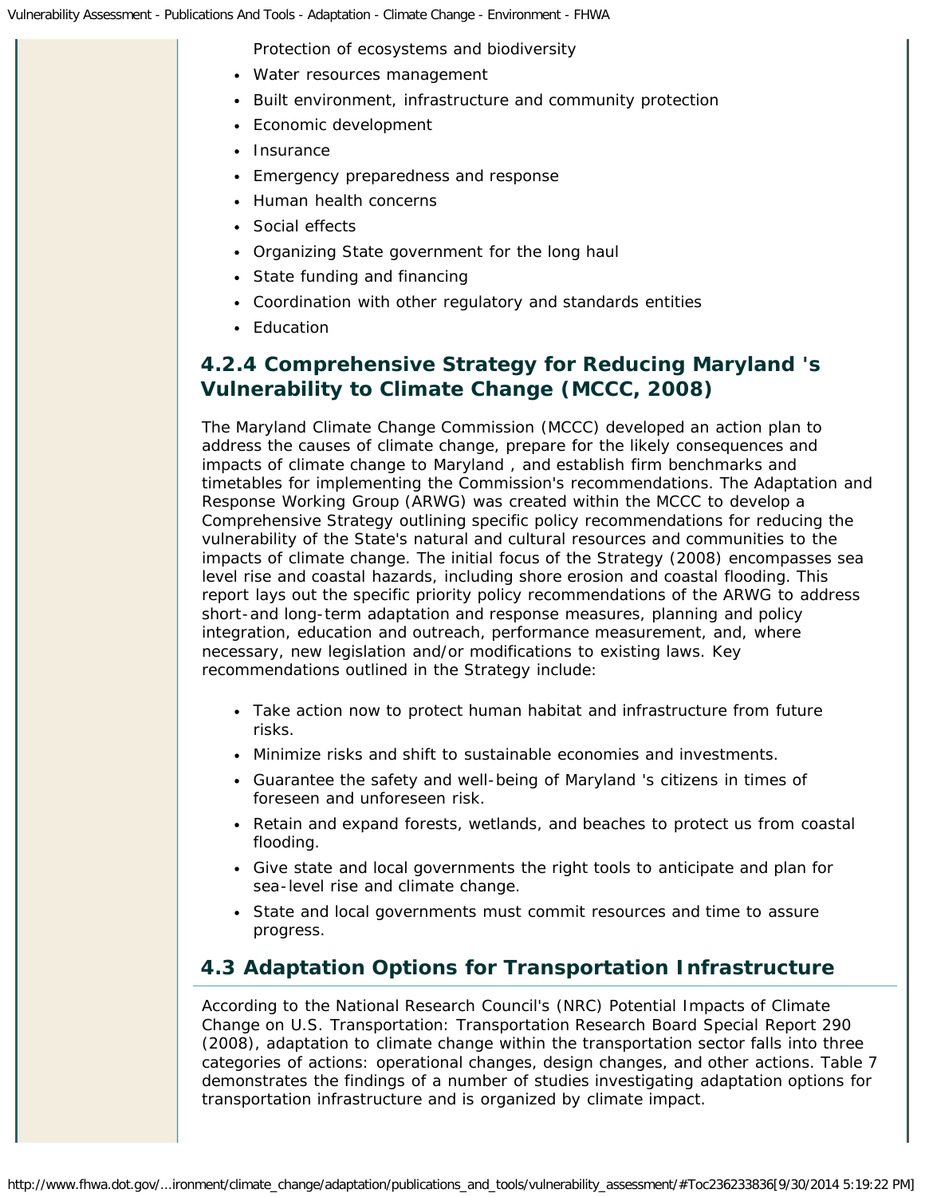Protection of ecosystems and biodiversity
- Water resources management
- Built environment, infrastructure and community protection
- Economic development
- Insurance
- Emergency preparedness and response
- Human health concerns
- Social effects
- Organizing State government for the long haul
- State funding and financing
- Coordination with other regulatory and standards entities
- Education

### 4.2.4 Comprehensive Strategy for Reducing Maryland 's Vulnerability to Climate Change (MCCC, 2008)

The Maryland Climate Change Commission (MCCC) developed an action plan to address the causes of climate change, prepare for the likely consequences and impacts of climate change to Maryland , and establish firm benchmarks and timetables for implementing the Commission's recommendations. The Adaptation and Response Working Group (ARWG) was created within the MCCC to develop a Comprehensive Strategy outlining specific policy recommendations for reducing the vulnerability of the State's natural and cultural resources and communities to the impacts of climate change. The initial focus of the Strategy (2008) encompasses sea level rise and coastal hazards, including shore erosion and coastal flooding. This report lays out the specific priority policy recommendations of the ARWG to address short-and long-term adaptation and response measures, planning and policy integration, education and outreach, performance measurement, and, where necessary, new legislation and/or modifications to existing laws. Key recommendations outlined in the Strategy include:

- Take action now to protect human habitat and infrastructure from future risks.
- Minimize risks and shift to sustainable economies and investments.
- Guarantee the safety and well-being of Maryland 's citizens in times of foreseen and unforeseen risk.
- Retain and expand forests, wetlands, and beaches to protect us from coastal flooding.
- Give state and local governments the right tools to anticipate and plan for sea-level rise and climate change.
- State and local governments must commit resources and time to assure progress.

## 4.3 Adaptation Options for Transportation Infrastructure

According to the National Research Council's (NRC) Potential Impacts of Climate Change on U.S. Transportation: Transportation Research Board Special Report 290 (2008), adaptation to climate change within the transportation sector falls into three categories of actions: operational changes, design changes, and other actions. Table 7 demonstrates the findings of a number of studies investigating adaptation options for transportation infrastructure and is organized by climate impact.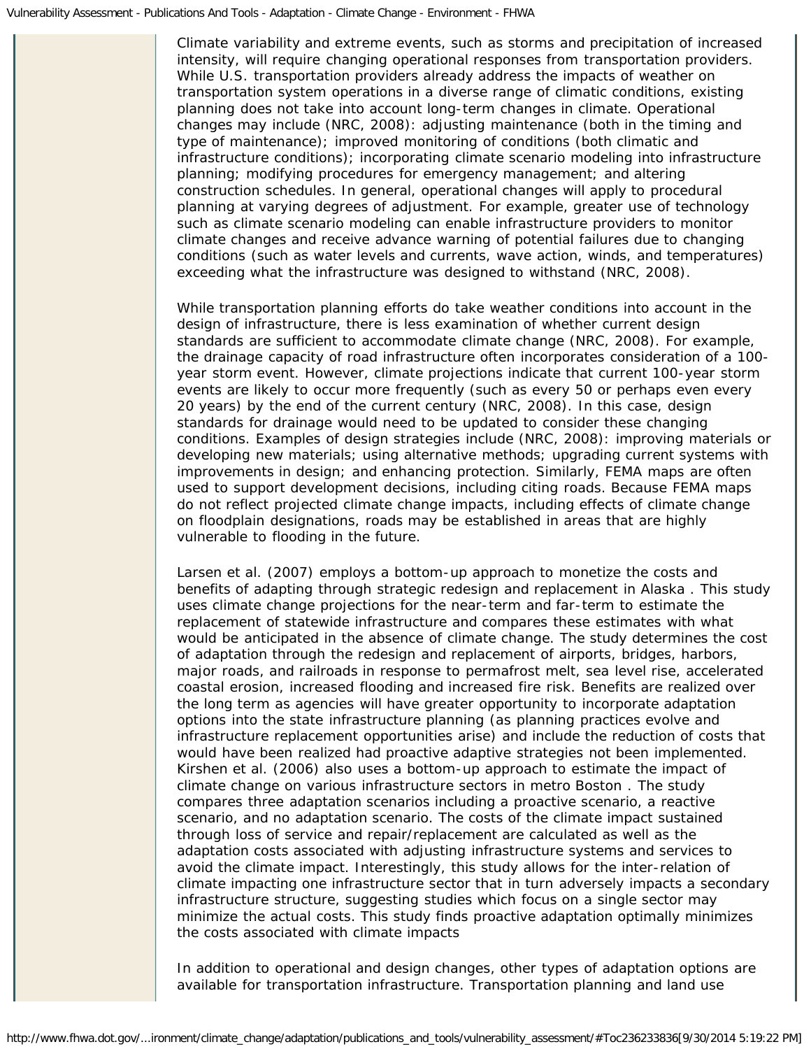Climate variability and extreme events, such as storms and precipitation of increased intensity, will require changing operational responses from transportation providers. While U.S. transportation providers already address the impacts of weather on transportation system operations in a diverse range of climatic conditions, existing planning does not take into account long-term changes in climate. Operational changes may include (NRC, 2008): adjusting maintenance (both in the timing and type of maintenance); improved monitoring of conditions (both climatic and infrastructure conditions); incorporating climate scenario modeling into infrastructure planning; modifying procedures for emergency management; and altering construction schedules. In general, operational changes will apply to procedural planning at varying degrees of adjustment. For example, greater use of technology such as climate scenario modeling can enable infrastructure providers to monitor climate changes and receive advance warning of potential failures due to changing conditions (such as water levels and currents, wave action, winds, and temperatures) exceeding what the infrastructure was designed to withstand (NRC, 2008).

While transportation planning efforts do take weather conditions into account in the design of infrastructure, there is less examination of whether current design standards are sufficient to accommodate climate change (NRC, 2008). For example, the drainage capacity of road infrastructure often incorporates consideration of a 100-year storm event. However, climate projections indicate that current 100-year storm events are likely to occur more frequently (such as every 50 or perhaps even every 20 years) by the end of the current century (NRC, 2008). In this case, design standards for drainage would need to be updated to consider these changing conditions. Examples of design strategies include (NRC, 2008): improving materials or developing new materials; using alternative methods; upgrading current systems with improvements in design; and enhancing protection. Similarly, FEMA maps are often used to support development decisions, including citing roads. Because FEMA maps do not reflect projected climate change impacts, including effects of climate change on floodplain designations, roads may be established in areas that are highly vulnerable to flooding in the future.

Larsen et al. (2007) employs a bottom-up approach to monetize the costs and benefits of adapting through strategic redesign and replacement in Alaska . This study uses climate change projections for the near-term and far-term to estimate the replacement of statewide infrastructure and compares these estimates with what would be anticipated in the absence of climate change. The study determines the cost of adaptation through the redesign and replacement of airports, bridges, harbors, major roads, and railroads in response to permafrost melt, sea level rise, accelerated coastal erosion, increased flooding and increased fire risk. Benefits are realized over the long term as agencies will have greater opportunity to incorporate adaptation options into the state infrastructure planning (as planning practices evolve and infrastructure replacement opportunities arise) and include the reduction of costs that would have been realized had proactive adaptive strategies not been implemented. Kirshen et al. (2006) also uses a bottom-up approach to estimate the impact of climate change on various infrastructure sectors in metro Boston . The study compares three adaptation scenarios including a proactive scenario, a reactive scenario, and no adaptation scenario. The costs of the climate impact sustained through loss of service and repair/replacement are calculated as well as the adaptation costs associated with adjusting infrastructure systems and services to avoid the climate impact. Interestingly, this study allows for the inter-relation of climate impacting one infrastructure sector that in turn adversely impacts a secondary infrastructure structure, suggesting studies which focus on a single sector may minimize the actual costs. This study finds proactive adaptation optimally minimizes the costs associated with climate impacts

In addition to operational and design changes, other types of adaptation options are available for transportation infrastructure. Transportation planning and land use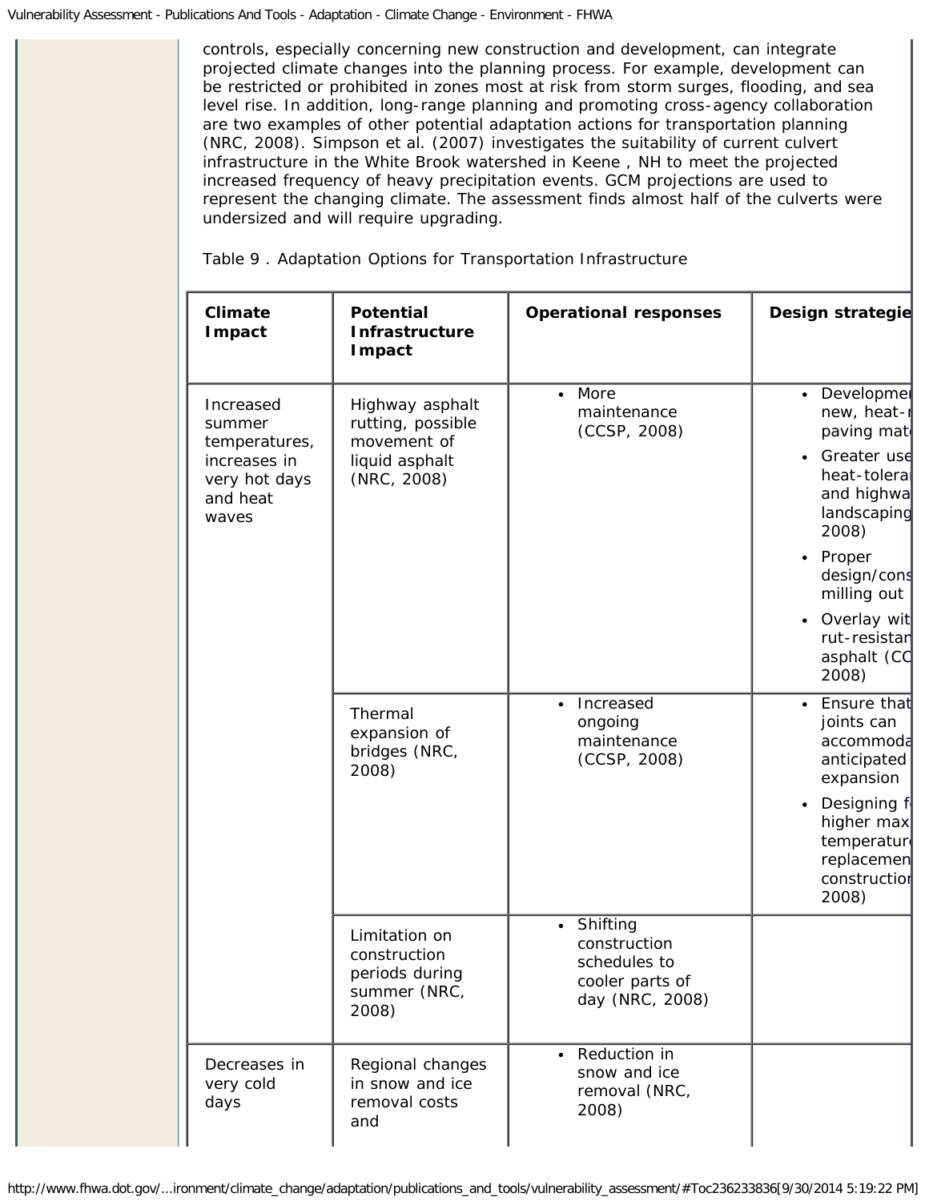controls, especially concerning new construction and development, can integrate projected climate changes into the planning process. For example, development can be restricted or prohibited in zones most at risk from storm surges, flooding, and sea level rise. In addition, long-range planning and promoting cross-agency collaboration are two examples of other potential adaptation actions for transportation planning (NRC, 2008). Simpson et al. (2007) investigates the suitability of current culvert infrastructure in the White Brook watershed in Keene , NH to meet the projected increased frequency of heavy precipitation events. GCM projections are used to represent the changing climate. The assessment finds almost half of the culverts were undersized and will require upgrading.

Table 9 . Adaptation Options for Transportation Infrastructure

| Climate Impact | Potential Infrastructure Impact | Operational responses | Design strategie |
|---|---|---|---|
| Increased summer temperatures, increases in very hot days and heat waves | Highway asphalt rutting, possible movement of liquid asphalt (NRC, 2008) | • More maintenance (CCSP, 2008) | • Developme new, heat- paving mat<br>• Greater use heat-tolera and highwa landscaping 2008)<br>• Proper design/cons milling out<br>• Overlay wit rut-resistan asphalt (C 2008) |
| | Thermal expansion of bridges (NRC, 2008) | • Increased ongoing maintenance (CCSP, 2008) | • Ensure that joints can accommoda anticipated expansion<br>• Designing f higher max temperatur replacemen constructio 2008) |
| | Limitation on construction periods during summer (NRC, 2008) | • Shifting construction schedules to cooler parts of day (NRC, 2008) | |
| Decreases in very cold days | Regional changes in snow and ice removal costs and | • Reduction in snow and ice removal (NRC, 2008) | |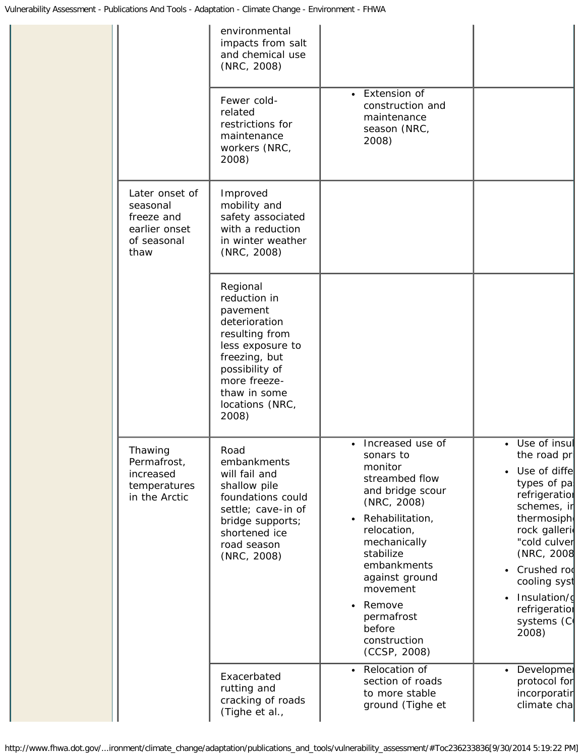| | | | | |
|---|---|---|---|---|
| | | environmental impacts from salt and chemical use (NRC, 2008) | | |
| | | Fewer cold-related restrictions for maintenance workers (NRC, 2008) | • Extension of construction and maintenance season (NRC, 2008) | |
| | Later onset of seasonal freeze and earlier onset of seasonal thaw | Improved mobility and safety associated with a reduction in winter weather (NRC, 2008) | | |
| | | Regional reduction in pavement deterioration resulting from less exposure to freezing, but possibility of more freeze-thaw in some locations (NRC, 2008) | | |
| | Thawing Permafrost, increased temperatures in the Arctic | Road embankments will fail and shallow pile foundations could settle; cave-in of bridge supports; shortened ice road season (NRC, 2008) | • Increased use of sonars to monitor streambed flow and bridge scour (NRC, 2008)<br>• Rehabilitation, relocation, mechanically stabilize embankments against ground movement<br>• Remove permafrost before construction (CCSP, 2008) | • Use of insul the road pr<br>• Use of diffe types of pa refrigeratio schemes, in thermosiph rock galleri "cold culver (NRC, 2008<br>• Crushed roc cooling syst<br>• Insulation/g refrigeratio systems (C 2008) |
| | | Exacerbated rutting and cracking of roads (Tighe et al., | • Relocation of section of roads to more stable ground (Tighe et | • Developme protocol for incorporatin climate cha |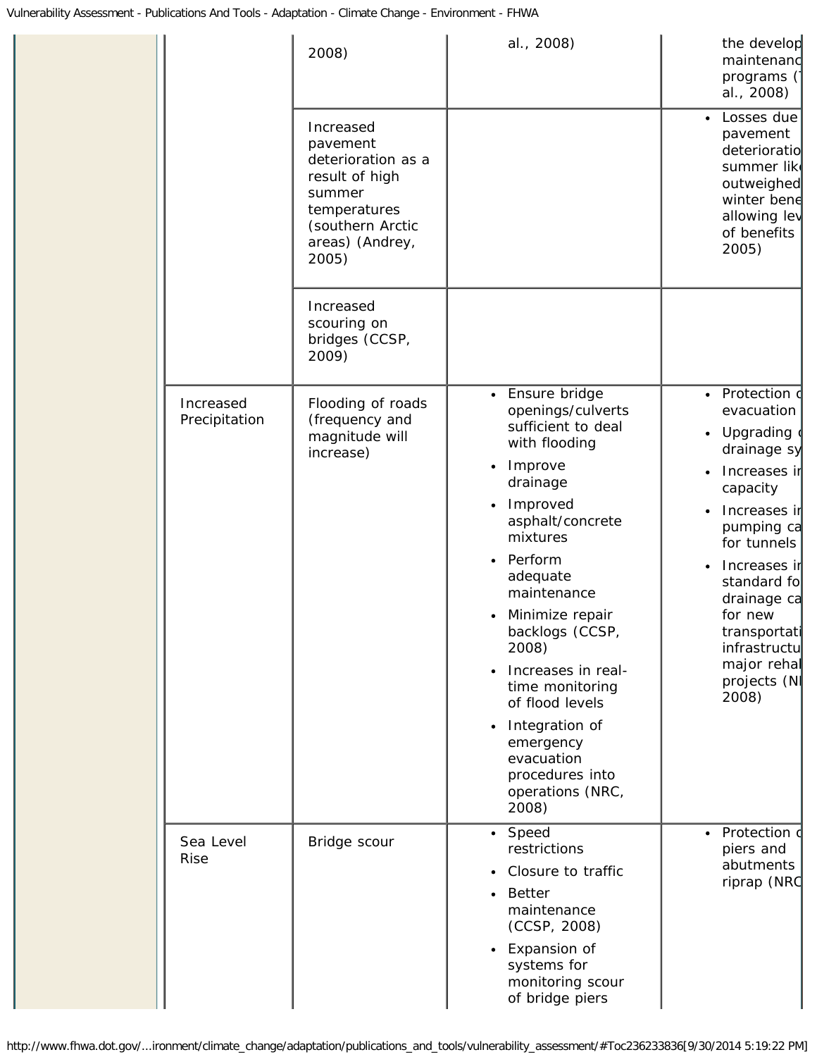| | | | | |
|---|---|---|---|---|
| | | 2008) | al., 2008) | the develop maintenanc programs ( al., 2008) |
| | | Increased pavement deterioration as a result of high summer temperatures (southern Arctic areas) (Andrey, 2005) | | • Losses due pavement deterioratio summer lik outweighed winter bene allowing lev of benefits 2005) |
| | | Increased scouring on bridges (CCSP, 2009) | | |
| | Increased Precipitation | Flooding of roads (frequency and magnitude will increase) | • Ensure bridge openings/culverts sufficient to deal with flooding<br>• Improve drainage<br>• Improved asphalt/concrete mixtures<br>• Perform adequate maintenance<br>• Minimize repair backlogs (CCSP, 2008)<br>• Increases in real-time monitoring of flood levels<br>• Integration of emergency evacuation procedures into operations (NRC, 2008) | • Protection o evacuation<br>• Upgrading o drainage sy<br>• Increases in capacity<br>• Increases in pumping ca for tunnels<br>• Increases in standard fo drainage ca for new transportati infrastructu major rehab projects (N 2008) |
| | Sea Level Rise | Bridge scour | • Speed restrictions<br>• Closure to traffic<br>• Better maintenance (CCSP, 2008)<br>• Expansion of systems for monitoring scour of bridge piers | • Protection o piers and abutments riprap (NRC |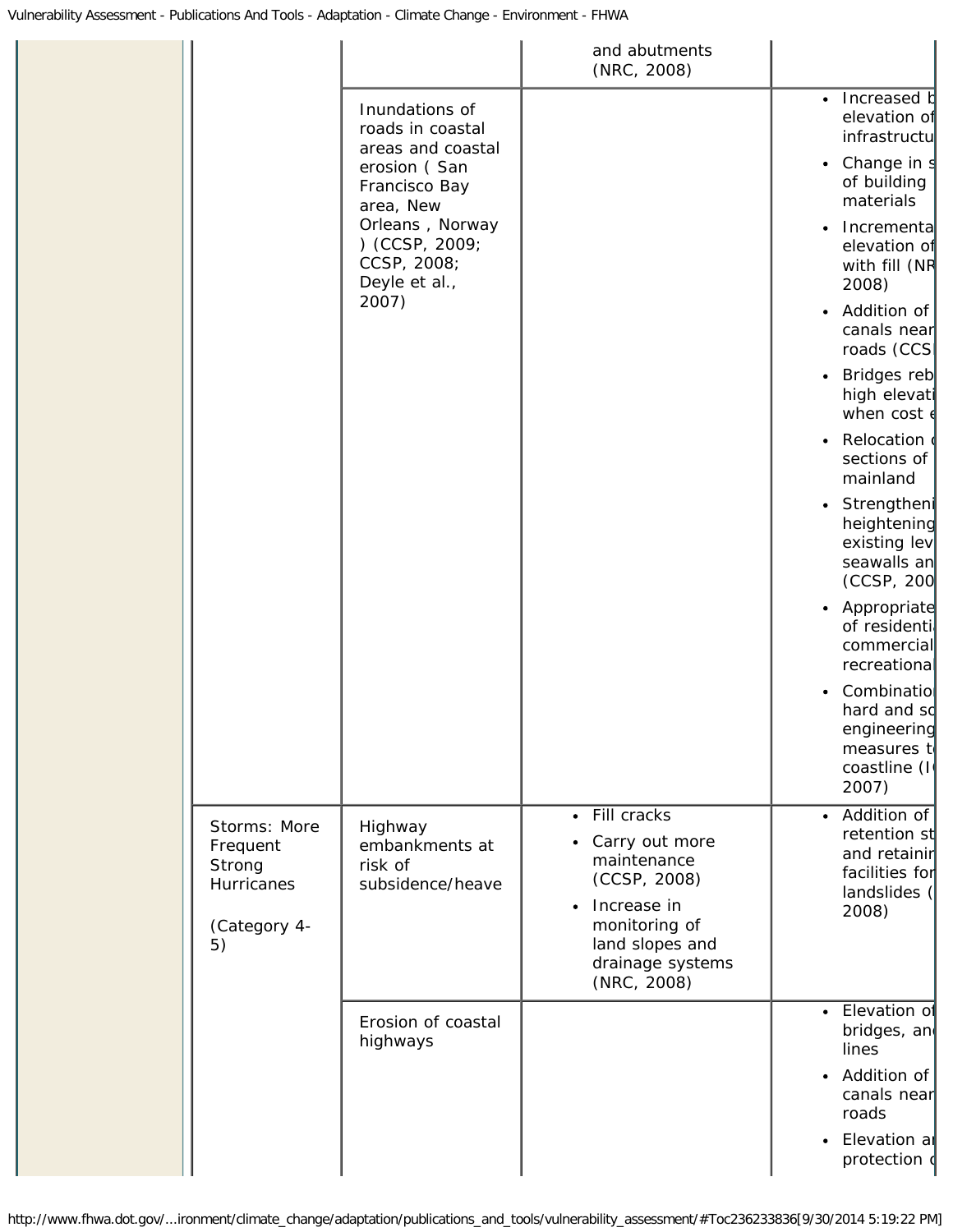| | | | | |
|---|---|---|---|---|
| | | | and abutments (NRC, 2008) | |
| | | Inundations of roads in coastal areas and coastal erosion ( San Francisco Bay area, New Orleans , Norway ) (CCSP, 2009; CCSP, 2008; Deyle et al., 2007) | | • Increased b elevation of infrastructu<br>• Change in s of building materials<br>• Incrementa elevation of with fill (NR 2008)<br>• Addition of canals near roads (CCS<br>• Bridges reb high elevati when cost e<br>• Relocation c sections of mainland<br>• Strengtheni heightening existing lev seawalls an (CCSP, 200<br>• Appropriate of residenti commercial recreational<br>• Combinatio hard and so engineering measures t coastline (I 2007) |
| | Storms: More Frequent Strong Hurricanes<br><br>(Category 4-5) | Highway embankments at risk of subsidence/heave | • Fill cracks<br>• Carry out more maintenance (CCSP, 2008)<br>• Increase in monitoring of land slopes and drainage systems (NRC, 2008) | • Addition of retention st and retainir facilities for landslides ( 2008) |
| | | Erosion of coastal highways | | • Elevation of bridges, and lines<br>• Addition of canals near roads<br>• Elevation ar protection c |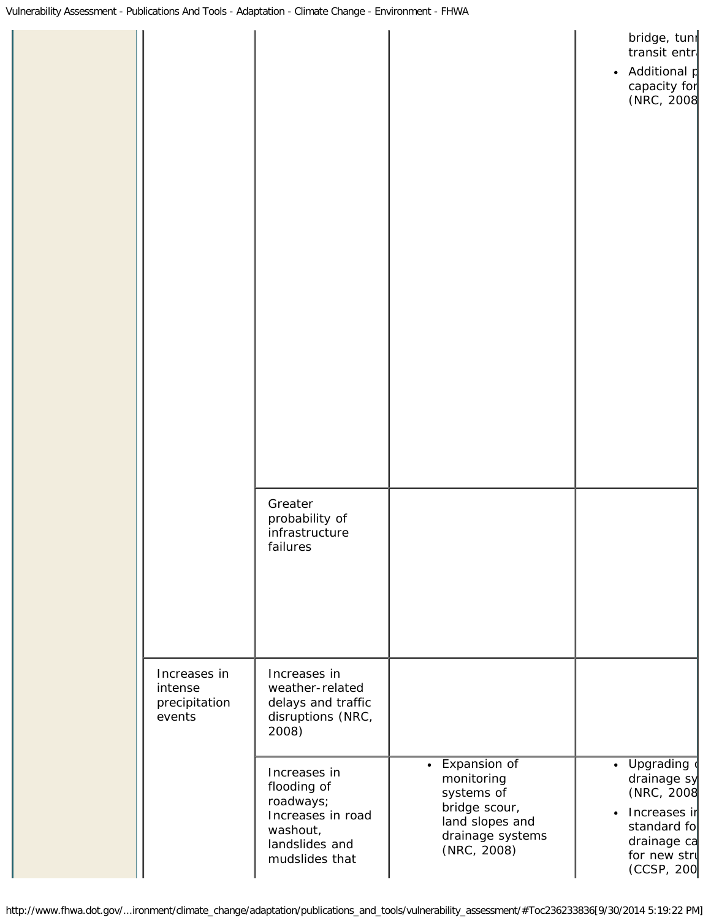| | | | | |
|---|---|---|---|---|
| | | | | bridge, tunn transit entra<br>• Additional p capacity for (NRC, 2008 |
| | | Greater probability of infrastructure failures | | |
| | Increases in intense precipitation events | Increases in weather-related delays and traffic disruptions (NRC, 2008) | | |
| | | Increases in flooding of roadways; Increases in road washout, landslides and mudslides that | • Expansion of monitoring systems of bridge scour, land slopes and drainage systems (NRC, 2008) | • Upgrading d drainage sy (NRC, 2008<br>• Increases in standard fo drainage ca for new stru (CCSP, 200 |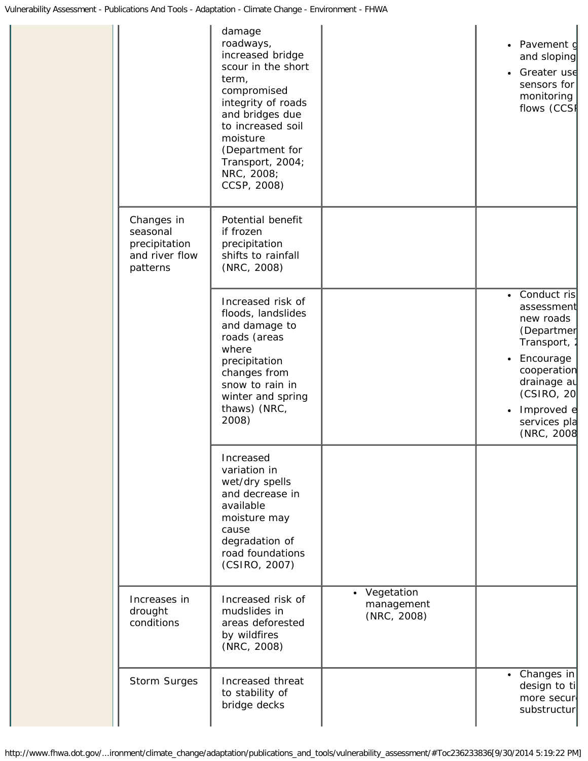| | | | | |
|---|---|---|---|---|
| | | damage roadways, increased bridge scour in the short term, compromised integrity of roads and bridges due to increased soil moisture (Department for Transport, 2004; NRC, 2008; CCSP, 2008) | | • Pavement g and sloping<br>• Greater use sensors for monitoring flows (CCSP |
| | Changes in seasonal precipitation and river flow patterns | Potential benefit if frozen precipitation shifts to rainfall (NRC, 2008) | | |
| | | Increased risk of floods, landslides and damage to roads (areas where precipitation changes from snow to rain in winter and spring thaws) (NRC, 2008) | | • Conduct ris assessment new roads (Departmen Transport, 2<br>• Encourage cooperation drainage au (CSIRO, 20<br>• Improved e services pla (NRC, 2008 |
| | | Increased variation in wet/dry spells and decrease in available moisture may cause degradation of road foundations (CSIRO, 2007) | | |
| | Increases in drought conditions | Increased risk of mudslides in areas deforested by wildfires (NRC, 2008) | • Vegetation management (NRC, 2008) | |
| | Storm Surges | Increased threat to stability of bridge decks | | • Changes in design to ti more secur substructur |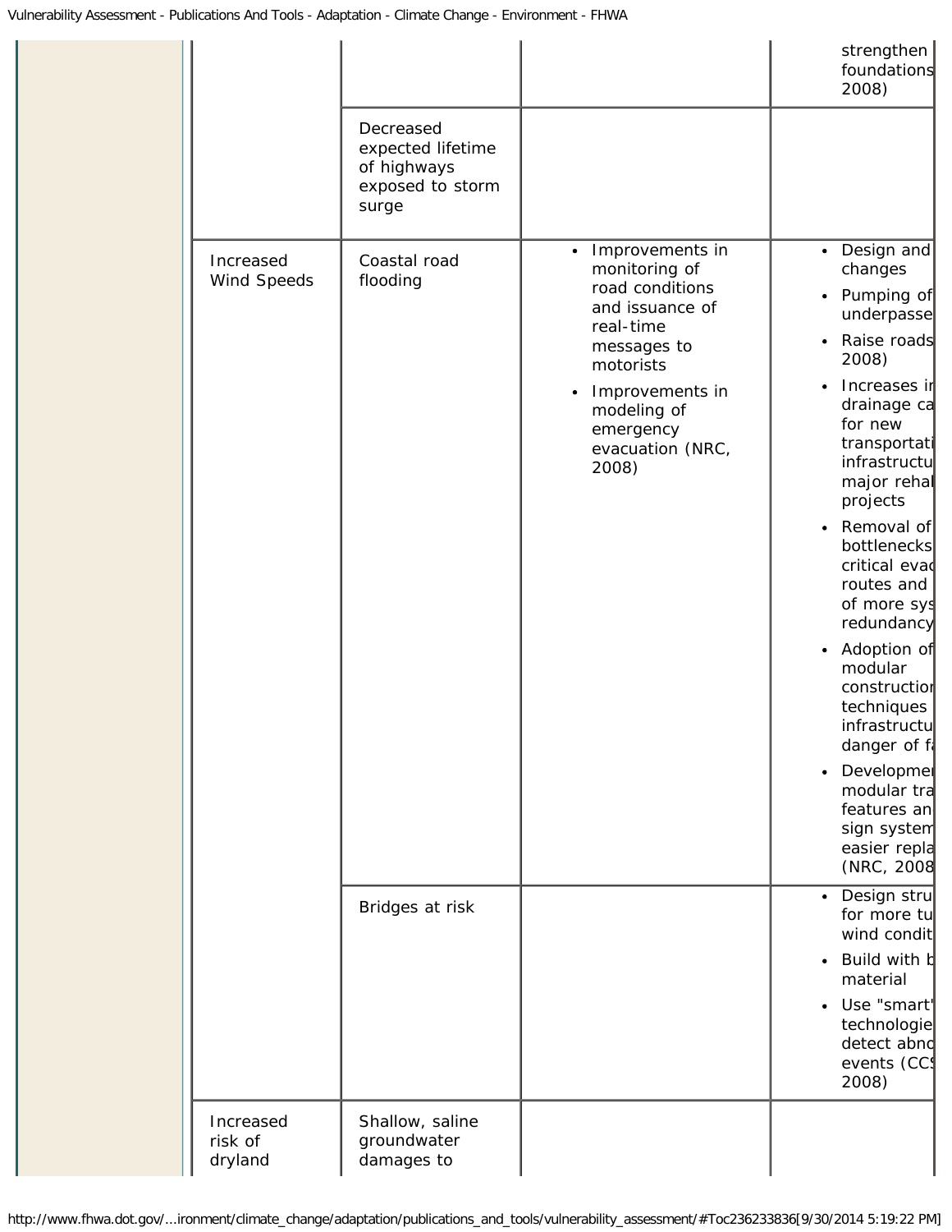| | | | |
|---|---|---|---|
| | | | strengthen foundations 2008) |
| | Decreased expected lifetime of highways exposed to storm surge | | |
| Increased Wind Speeds | Coastal road flooding | • Improvements in monitoring of road conditions and issuance of real-time messages to motorists<br>• Improvements in modeling of emergency evacuation (NRC, 2008) | • Design and changes<br>• Pumping of underpasse<br>• Raise roads 2008)<br>• Increases in drainage ca for new transportati infrastructu major rehal projects<br>• Removal of bottlenecks critical evac routes and of more sys redundancy<br>• Adoption of modular constructior techniques infrastructu danger of fa<br>• Developmer modular tra features an sign system easier repla (NRC, 2008 |
| | Bridges at risk | | • Design stru for more tu wind condit<br>• Build with b material<br>• Use "smart" technologie detect abno events (CCS 2008) |
| Increased risk of dryland | Shallow, saline groundwater damages to | | |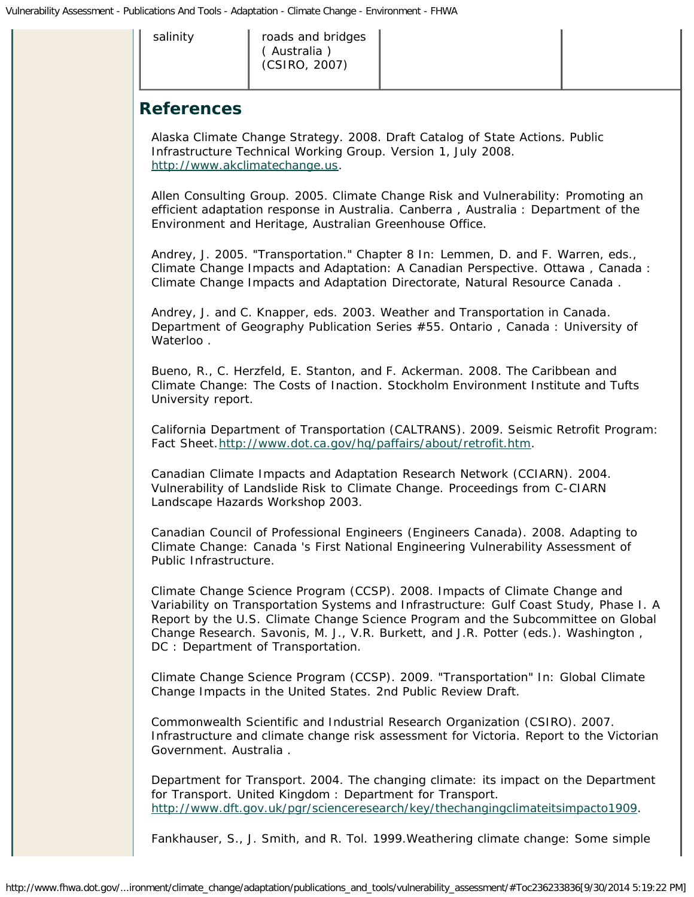| salinity | roads and bridges ( Australia ) (CSIRO, 2007) | | |
|---|---|---|---|

## References

Alaska Climate Change Strategy. 2008. Draft Catalog of State Actions. Public Infrastructure Technical Working Group. Version 1, July 2008. http://www.akclimatechange.us.

Allen Consulting Group. 2005. Climate Change Risk and Vulnerability: Promoting an efficient adaptation response in Australia. Canberra , Australia : Department of the Environment and Heritage, Australian Greenhouse Office.

Andrey, J. 2005. "Transportation." Chapter 8 In: Lemmen, D. and F. Warren, eds., Climate Change Impacts and Adaptation: A Canadian Perspective. Ottawa , Canada : Climate Change Impacts and Adaptation Directorate, Natural Resource Canada .

Andrey, J. and C. Knapper, eds. 2003. Weather and Transportation in Canada. Department of Geography Publication Series #55. Ontario , Canada : University of Waterloo .

Bueno, R., C. Herzfeld, E. Stanton, and F. Ackerman. 2008. The Caribbean and Climate Change: The Costs of Inaction. Stockholm Environment Institute and Tufts University report.

California Department of Transportation (CALTRANS). 2009. Seismic Retrofit Program: Fact Sheet.http://www.dot.ca.gov/hq/paffairs/about/retrofit.htm.

Canadian Climate Impacts and Adaptation Research Network (CCIARN). 2004. Vulnerability of Landslide Risk to Climate Change. Proceedings from C-CIARN Landscape Hazards Workshop 2003.

Canadian Council of Professional Engineers (Engineers Canada). 2008. Adapting to Climate Change: Canada 's First National Engineering Vulnerability Assessment of Public Infrastructure.

Climate Change Science Program (CCSP). 2008. Impacts of Climate Change and Variability on Transportation Systems and Infrastructure: Gulf Coast Study, Phase I. A Report by the U.S. Climate Change Science Program and the Subcommittee on Global Change Research. Savonis, M. J., V.R. Burkett, and J.R. Potter (eds.). Washington , DC : Department of Transportation.

Climate Change Science Program (CCSP). 2009. "Transportation" In: Global Climate Change Impacts in the United States. 2nd Public Review Draft.

Commonwealth Scientific and Industrial Research Organization (CSIRO). 2007. Infrastructure and climate change risk assessment for Victoria. Report to the Victorian Government. Australia .

Department for Transport. 2004. The changing climate: its impact on the Department for Transport. United Kingdom : Department for Transport. http://www.dft.gov.uk/pgr/scienceresearch/key/thechangingclimateitsimpacto1909.

Fankhauser, S., J. Smith, and R. Tol. 1999.Weathering climate change: Some simple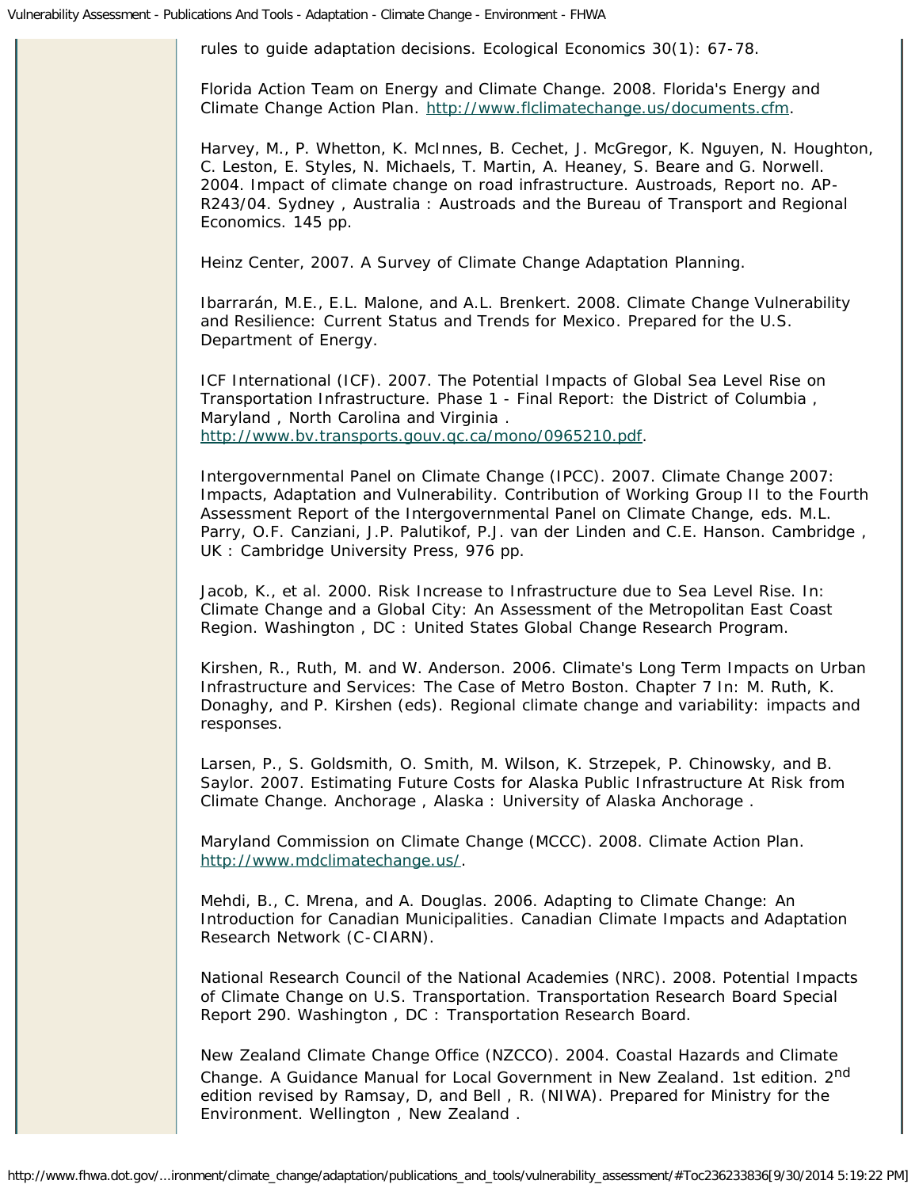rules to guide adaptation decisions. Ecological Economics 30(1): 67-78.

Florida Action Team on Energy and Climate Change. 2008. Florida's Energy and Climate Change Action Plan. http://www.flclimatechange.us/documents.cfm.

Harvey, M., P. Whetton, K. McInnes, B. Cechet, J. McGregor, K. Nguyen, N. Houghton, C. Leston, E. Styles, N. Michaels, T. Martin, A. Heaney, S. Beare and G. Norwell. 2004. Impact of climate change on road infrastructure. Austroads, Report no. AP-R243/04. Sydney , Australia : Austroads and the Bureau of Transport and Regional Economics. 145 pp.

Heinz Center, 2007. A Survey of Climate Change Adaptation Planning.

Ibarrarán, M.E., E.L. Malone, and A.L. Brenkert. 2008. Climate Change Vulnerability and Resilience: Current Status and Trends for Mexico. Prepared for the U.S. Department of Energy.

ICF International (ICF). 2007. The Potential Impacts of Global Sea Level Rise on Transportation Infrastructure. Phase 1 - Final Report: the District of Columbia , Maryland , North Carolina and Virginia . http://www.bv.transports.gouv.qc.ca/mono/0965210.pdf.

Intergovernmental Panel on Climate Change (IPCC). 2007. Climate Change 2007: Impacts, Adaptation and Vulnerability. Contribution of Working Group II to the Fourth Assessment Report of the Intergovernmental Panel on Climate Change, eds. M.L. Parry, O.F. Canziani, J.P. Palutikof, P.J. van der Linden and C.E. Hanson. Cambridge , UK : Cambridge University Press, 976 pp.

Jacob, K., et al. 2000. Risk Increase to Infrastructure due to Sea Level Rise. In: Climate Change and a Global City: An Assessment of the Metropolitan East Coast Region. Washington , DC : United States Global Change Research Program.

Kirshen, R., Ruth, M. and W. Anderson. 2006. Climate's Long Term Impacts on Urban Infrastructure and Services: The Case of Metro Boston. Chapter 7 In: M. Ruth, K. Donaghy, and P. Kirshen (eds). Regional climate change and variability: impacts and responses.

Larsen, P., S. Goldsmith, O. Smith, M. Wilson, K. Strzepek, P. Chinowsky, and B. Saylor. 2007. Estimating Future Costs for Alaska Public Infrastructure At Risk from Climate Change. Anchorage , Alaska : University of Alaska Anchorage .

Maryland Commission on Climate Change (MCCC). 2008. Climate Action Plan. http://www.mdclimatechange.us/.

Mehdi, B., C. Mrena, and A. Douglas. 2006. Adapting to Climate Change: An Introduction for Canadian Municipalities. Canadian Climate Impacts and Adaptation Research Network (C-CIARN).

National Research Council of the National Academies (NRC). 2008. Potential Impacts of Climate Change on U.S. Transportation. Transportation Research Board Special Report 290. Washington , DC : Transportation Research Board.

New Zealand Climate Change Office (NZCCO). 2004. Coastal Hazards and Climate Change. A Guidance Manual for Local Government in New Zealand. 1st edition. 2nd edition revised by Ramsay, D, and Bell , R. (NIWA). Prepared for Ministry for the Environment. Wellington , New Zealand .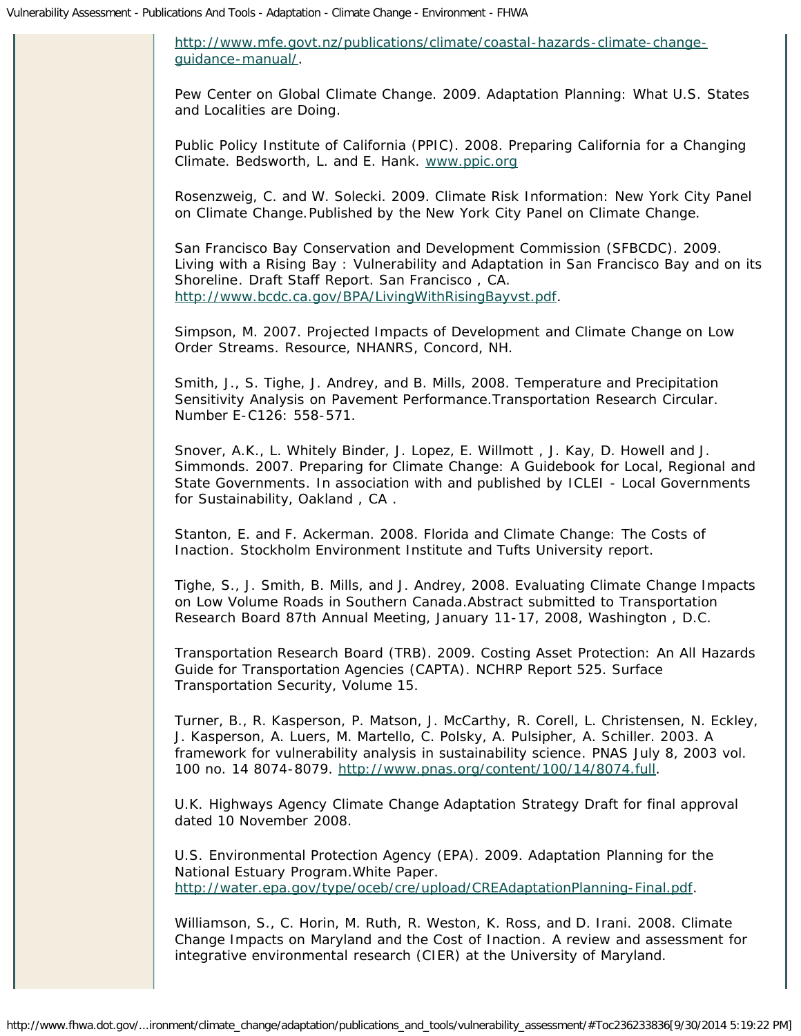http://www.mfe.govt.nz/publications/climate/coastal-hazards-climate-change-guidance-manual/.

Pew Center on Global Climate Change. 2009. Adaptation Planning: What U.S. States and Localities are Doing.

Public Policy Institute of California (PPIC). 2008. Preparing California for a Changing Climate. Bedsworth, L. and E. Hank. www.ppic.org

Rosenzweig, C. and W. Solecki. 2009. Climate Risk Information: New York City Panel on Climate Change.Published by the New York City Panel on Climate Change.

San Francisco Bay Conservation and Development Commission (SFBCDC). 2009. Living with a Rising Bay : Vulnerability and Adaptation in San Francisco Bay and on its Shoreline. Draft Staff Report. San Francisco , CA. http://www.bcdc.ca.gov/BPA/LivingWithRisingBayvst.pdf.

Simpson, M. 2007. Projected Impacts of Development and Climate Change on Low Order Streams. Resource, NHANRS, Concord, NH.

Smith, J., S. Tighe, J. Andrey, and B. Mills, 2008. Temperature and Precipitation Sensitivity Analysis on Pavement Performance.Transportation Research Circular. Number E-C126: 558-571.

Snover, A.K., L. Whitely Binder, J. Lopez, E. Willmott , J. Kay, D. Howell and J. Simmonds. 2007. Preparing for Climate Change: A Guidebook for Local, Regional and State Governments. In association with and published by ICLEI - Local Governments for Sustainability, Oakland , CA .

Stanton, E. and F. Ackerman. 2008. Florida and Climate Change: The Costs of Inaction. Stockholm Environment Institute and Tufts University report.

Tighe, S., J. Smith, B. Mills, and J. Andrey, 2008. Evaluating Climate Change Impacts on Low Volume Roads in Southern Canada.Abstract submitted to Transportation Research Board 87th Annual Meeting, January 11-17, 2008, Washington , D.C.

Transportation Research Board (TRB). 2009. Costing Asset Protection: An All Hazards Guide for Transportation Agencies (CAPTA). NCHRP Report 525. Surface Transportation Security, Volume 15.

Turner, B., R. Kasperson, P. Matson, J. McCarthy, R. Corell, L. Christensen, N. Eckley, J. Kasperson, A. Luers, M. Martello, C. Polsky, A. Pulsipher, A. Schiller. 2003. A framework for vulnerability analysis in sustainability science. PNAS July 8, 2003 vol. 100 no. 14 8074-8079. http://www.pnas.org/content/100/14/8074.full.

U.K. Highways Agency Climate Change Adaptation Strategy Draft for final approval dated 10 November 2008.

U.S. Environmental Protection Agency (EPA). 2009. Adaptation Planning for the National Estuary Program.White Paper. http://water.epa.gov/type/oceb/cre/upload/CREAdaptationPlanning-Final.pdf.

Williamson, S., C. Horin, M. Ruth, R. Weston, K. Ross, and D. Irani. 2008. Climate Change Impacts on Maryland and the Cost of Inaction. A review and assessment for integrative environmental research (CIER) at the University of Maryland.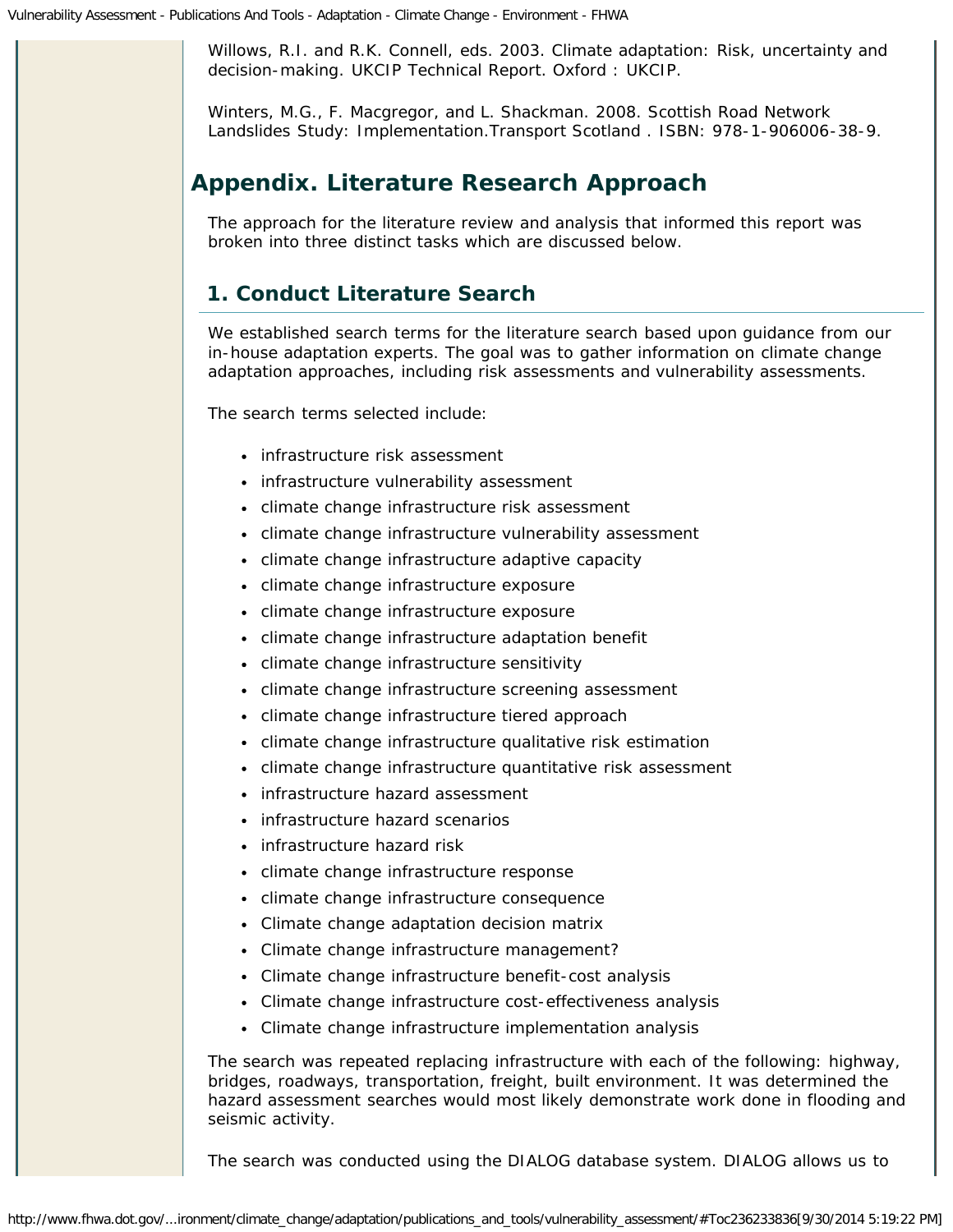Willows, R.I. and R.K. Connell, eds. 2003. Climate adaptation: Risk, uncertainty and decision-making. UKCIP Technical Report. Oxford : UKCIP.

Winters, M.G., F. Macgregor, and L. Shackman. 2008. Scottish Road Network Landslides Study: Implementation.Transport Scotland . ISBN: 978-1-906006-38-9.

## Appendix. Literature Research Approach

The approach for the literature review and analysis that informed this report was broken into three distinct tasks which are discussed below.

### 1. Conduct Literature Search

We established search terms for the literature search based upon guidance from our in-house adaptation experts. The goal was to gather information on climate change adaptation approaches, including risk assessments and vulnerability assessments.

The search terms selected include:

- infrastructure risk assessment
- infrastructure vulnerability assessment
- climate change infrastructure risk assessment
- climate change infrastructure vulnerability assessment
- climate change infrastructure adaptive capacity
- climate change infrastructure exposure
- climate change infrastructure exposure
- climate change infrastructure adaptation benefit
- climate change infrastructure sensitivity
- climate change infrastructure screening assessment
- climate change infrastructure tiered approach
- climate change infrastructure qualitative risk estimation
- climate change infrastructure quantitative risk assessment
- infrastructure hazard assessment
- infrastructure hazard scenarios
- infrastructure hazard risk
- climate change infrastructure response
- climate change infrastructure consequence
- Climate change adaptation decision matrix
- Climate change infrastructure management?
- Climate change infrastructure benefit-cost analysis
- Climate change infrastructure cost-effectiveness analysis
- Climate change infrastructure implementation analysis

The search was repeated replacing infrastructure with each of the following: highway, bridges, roadways, transportation, freight, built environment. It was determined the hazard assessment searches would most likely demonstrate work done in flooding and seismic activity.

The search was conducted using the DIALOG database system. DIALOG allows us to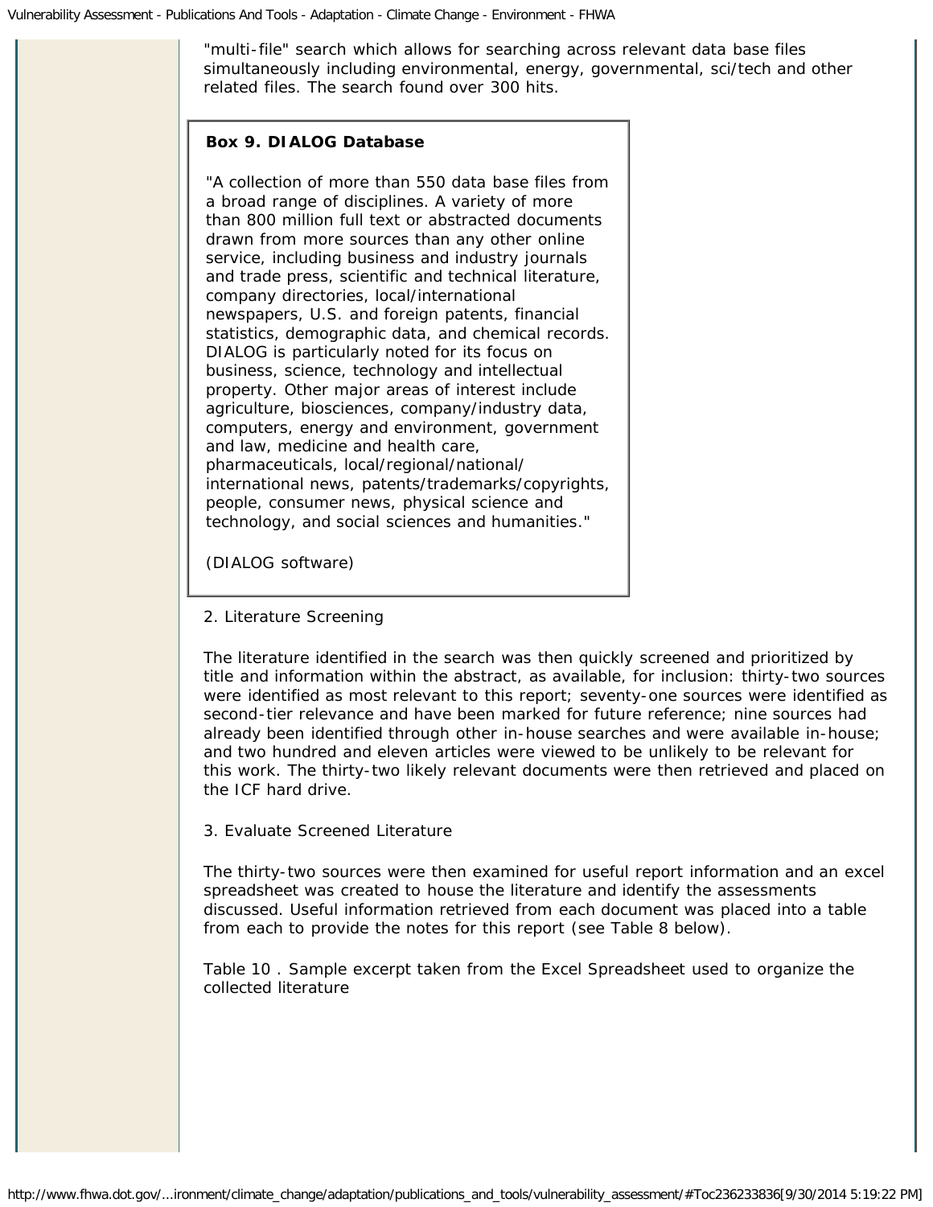"multi-file" search which allows for searching across relevant data base files simultaneously including environmental, energy, governmental, sci/tech and other related files. The search found over 300 hits.

> **Box 9. DIALOG Database**
>
> "A collection of more than 550 data base files from a broad range of disciplines. A variety of more than 800 million full text or abstracted documents drawn from more sources than any other online service, including business and industry journals and trade press, scientific and technical literature, company directories, local/international newspapers, U.S. and foreign patents, financial statistics, demographic data, and chemical records. DIALOG is particularly noted for its focus on business, science, technology and intellectual property. Other major areas of interest include agriculture, biosciences, company/industry data, computers, energy and environment, government and law, medicine and health care, pharmaceuticals, local/regional/national/ international news, patents/trademarks/copyrights, people, consumer news, physical science and technology, and social sciences and humanities."
>
> (DIALOG software)

2. Literature Screening

The literature identified in the search was then quickly screened and prioritized by title and information within the abstract, as available, for inclusion: thirty-two sources were identified as most relevant to this report; seventy-one sources were identified as second-tier relevance and have been marked for future reference; nine sources had already been identified through other in-house searches and were available in-house; and two hundred and eleven articles were viewed to be unlikely to be relevant for this work. The thirty-two likely relevant documents were then retrieved and placed on the ICF hard drive.

3. Evaluate Screened Literature

The thirty-two sources were then examined for useful report information and an excel spreadsheet was created to house the literature and identify the assessments discussed. Useful information retrieved from each document was placed into a table from each to provide the notes for this report (see Table 8 below).

Table 10 . Sample excerpt taken from the Excel Spreadsheet used to organize the collected literature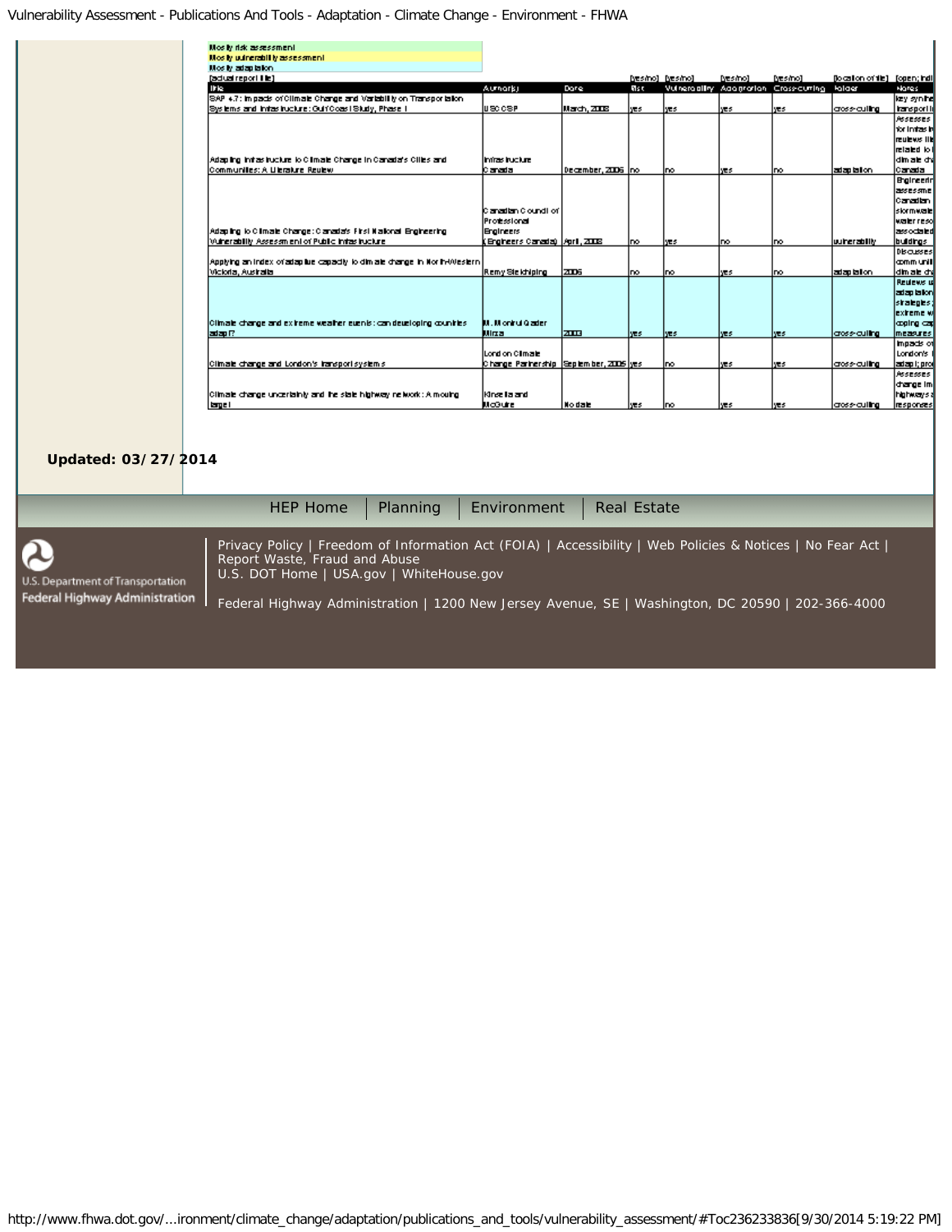Mostly risk assessment
Mostly vulnerability assessment
Mostly adaptation

| [actual report title] | | | [yes/no] | [yes/no] | [yes/no] | [yes/no] | [location of file] | [open; ind |
|---|---|---|---|---|---|---|---|---|
| Title | Author(s) | Date | Risk | Vulnerability | Adaptation | Cross-cutting | Folder | Notes |
| SAP 4.7: Impacts of Climate Change and Variability on Transportation Systems and Infrastructure: Gulf Coast Study, Phase I | USCCSP | March, 2008 | yes | yes | yes | yes | cross-cutting | key synthe transport i |
| Adapting Infrastructure to Climate Change in Canada's Cities and Communities: A Literature Review | Infrastructure Canada | December, 2006 | no | no | yes | no | adaptation | Assesses for infras reviews lit related to climate ch Canada |
| Adapting to Climate Change: Canada's First National Engineering Vulnerability Assessment of Public Infrastructure | Canadian Council of Professional Engineers (Engineers Canada) | April, 2008 | no | yes | no | no | vulnerability | Engineerin assessme Canadian stormwate water reso associated buildings |
| Applying an index of adaptive capacity to climate change in North-Western Victoria, Australia | Remy Siekkhiping | 2006 | no | no | yes | no | adaptation | Discusses communit climate ch |
| Climate change and extreme weather events: can developing countries adapt? | M. Monirul Qader Mirza | 2003 | yes | yes | yes | yes | cross-cutting | Reviews u adaptation strategies extreme w coping cap measures |
| Climate change and London's transport systems | London Climate Change Partnership | September, 2005 | yes | no | yes | yes | cross-cutting | Impacts o London's adapt; pro |
| Climate change uncertainty and the state highway network: A moving target | Kinsella and McGuire | No date | yes | no | yes | yes | cross-cutting | Assesses change im highways responses |

**Updated: 03/27/2014**